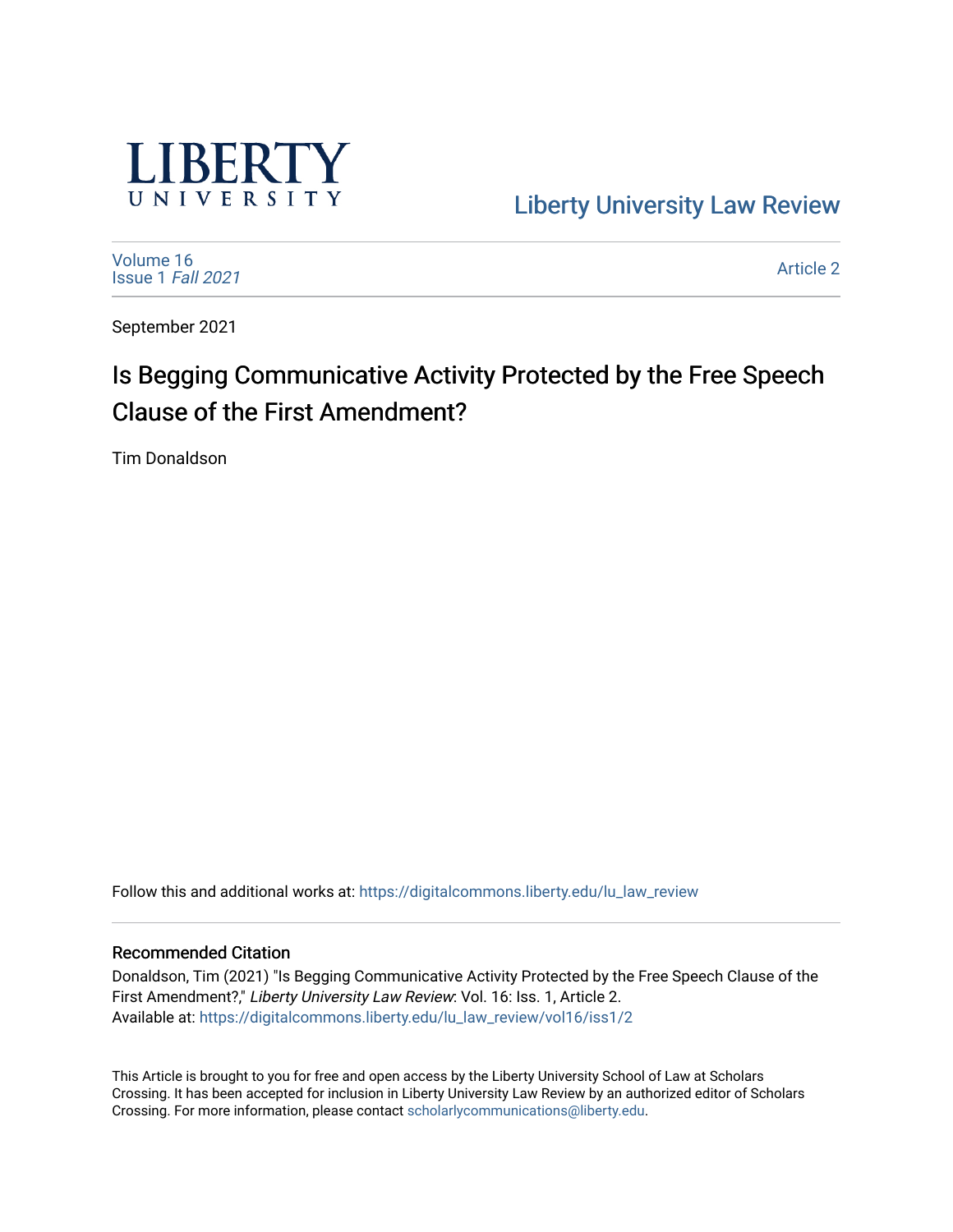LIBERTY UNIVERSITY

Liberty University Law Review

Volume 16
Issue 1 *Fall 2021*

Article 2

September 2021

# Is Begging Communicative Activity Protected by the Free Speech Clause of the First Amendment?

Tim Donaldson

Follow this and additional works at: https://digitalcommons.liberty.edu/lu_law_review

### Recommended Citation

Donaldson, Tim (2021) "Is Begging Communicative Activity Protected by the Free Speech Clause of the First Amendment?," *Liberty University Law Review*: Vol. 16: Iss. 1, Article 2.
Available at: https://digitalcommons.liberty.edu/lu_law_review/vol16/iss1/2

This Article is brought to you for free and open access by the Liberty University School of Law at Scholars Crossing. It has been accepted for inclusion in Liberty University Law Review by an authorized editor of Scholars Crossing. For more information, please contact scholarlycommunications@liberty.edu.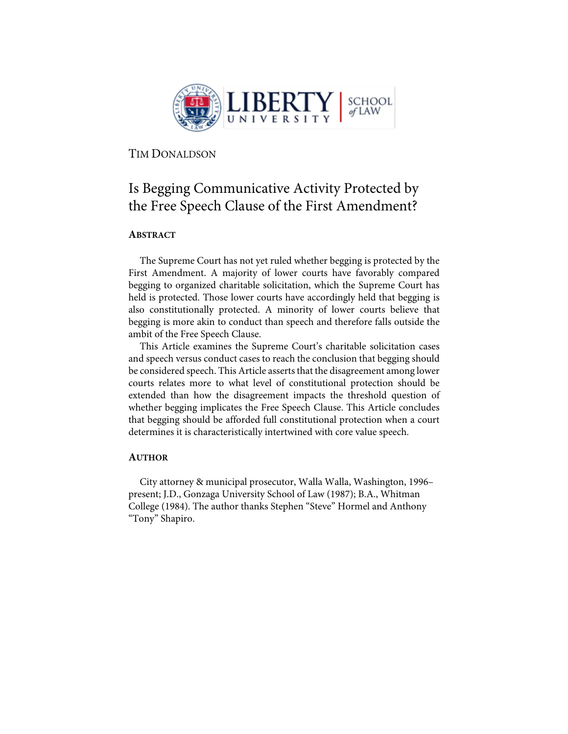TIM DONALDSON

# Is Begging Communicative Activity Protected by the Free Speech Clause of the First Amendment?

## ABSTRACT

The Supreme Court has not yet ruled whether begging is protected by the First Amendment. A majority of lower courts have favorably compared begging to organized charitable solicitation, which the Supreme Court has held is protected. Those lower courts have accordingly held that begging is also constitutionally protected. A minority of lower courts believe that begging is more akin to conduct than speech and therefore falls outside the ambit of the Free Speech Clause.

This Article examines the Supreme Court's charitable solicitation cases and speech versus conduct cases to reach the conclusion that begging should be considered speech. This Article asserts that the disagreement among lower courts relates more to what level of constitutional protection should be extended than how the disagreement impacts the threshold question of whether begging implicates the Free Speech Clause. This Article concludes that begging should be afforded full constitutional protection when a court determines it is characteristically intertwined with core value speech.

## AUTHOR

City attorney & municipal prosecutor, Walla Walla, Washington, 1996–present; J.D., Gonzaga University School of Law (1987); B.A., Whitman College (1984). The author thanks Stephen "Steve" Hormel and Anthony "Tony" Shapiro.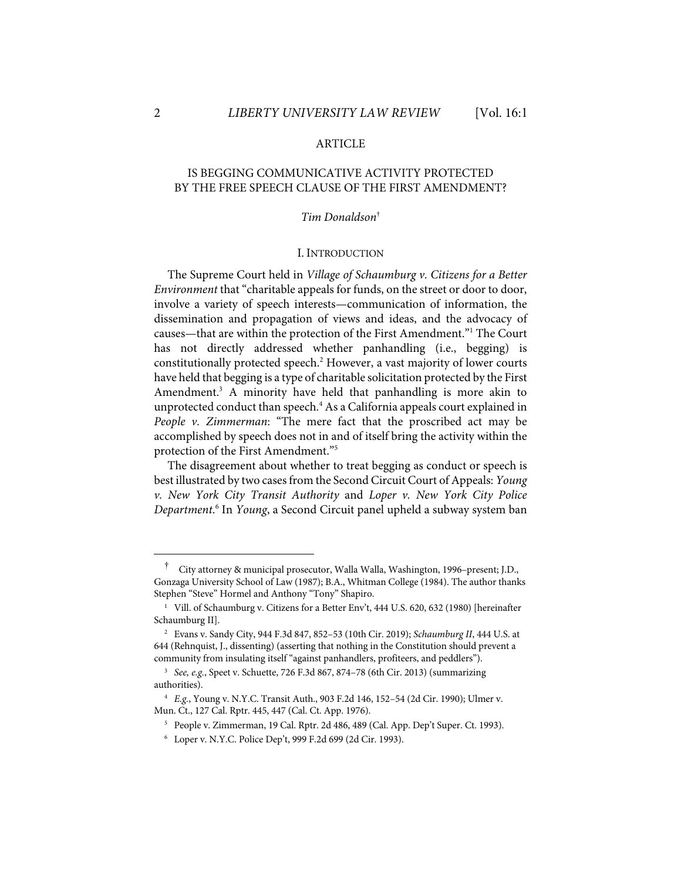ARTICLE

# IS BEGGING COMMUNICATIVE ACTIVITY PROTECTED BY THE FREE SPEECH CLAUSE OF THE FIRST AMENDMENT?

*Tim Donaldson*[†]

## I. INTRODUCTION

The Supreme Court held in *Village of Schaumburg v. Citizens for a Better Environment* that "charitable appeals for funds, on the street or door to door, involve a variety of speech interests—communication of information, the dissemination and propagation of views and ideas, and the advocacy of causes—that are within the protection of the First Amendment."[1] The Court has not directly addressed whether panhandling (i.e., begging) is constitutionally protected speech.[2] However, a vast majority of lower courts have held that begging is a type of charitable solicitation protected by the First Amendment.[3] A minority have held that panhandling is more akin to unprotected conduct than speech.[4] As a California appeals court explained in *People v. Zimmerman*: "The mere fact that the proscribed act may be accomplished by speech does not in and of itself bring the activity within the protection of the First Amendment."[5]

The disagreement about whether to treat begging as conduct or speech is best illustrated by two cases from the Second Circuit Court of Appeals: *Young v. New York City Transit Authority* and *Loper v. New York City Police Department*.[6] In *Young*, a Second Circuit panel upheld a subway system ban

---

[†] City attorney & municipal prosecutor, Walla Walla, Washington, 1996–present; J.D., Gonzaga University School of Law (1987); B.A., Whitman College (1984). The author thanks Stephen "Steve" Hormel and Anthony "Tony" Shapiro.

[1] Vill. of Schaumburg v. Citizens for a Better Env't, 444 U.S. 620, 632 (1980) [hereinafter Schaumburg II].

[2] Evans v. Sandy City, 944 F.3d 847, 852–53 (10th Cir. 2019); *Schaumburg II*, 444 U.S. at 644 (Rehnquist, J., dissenting) (asserting that nothing in the Constitution should prevent a community from insulating itself "against panhandlers, profiteers, and peddlers").

[3] *See, e.g.*, Speet v. Schuette, 726 F.3d 867, 874–78 (6th Cir. 2013) (summarizing authorities).

[4] *E.g.*, Young v. N.Y.C. Transit Auth., 903 F.2d 146, 152–54 (2d Cir. 1990); Ulmer v. Mun. Ct., 127 Cal. Rptr. 445, 447 (Cal. Ct. App. 1976).

[5] People v. Zimmerman, 19 Cal. Rptr. 2d 486, 489 (Cal. App. Dep't Super. Ct. 1993).

[6] Loper v. N.Y.C. Police Dep't, 999 F.2d 699 (2d Cir. 1993).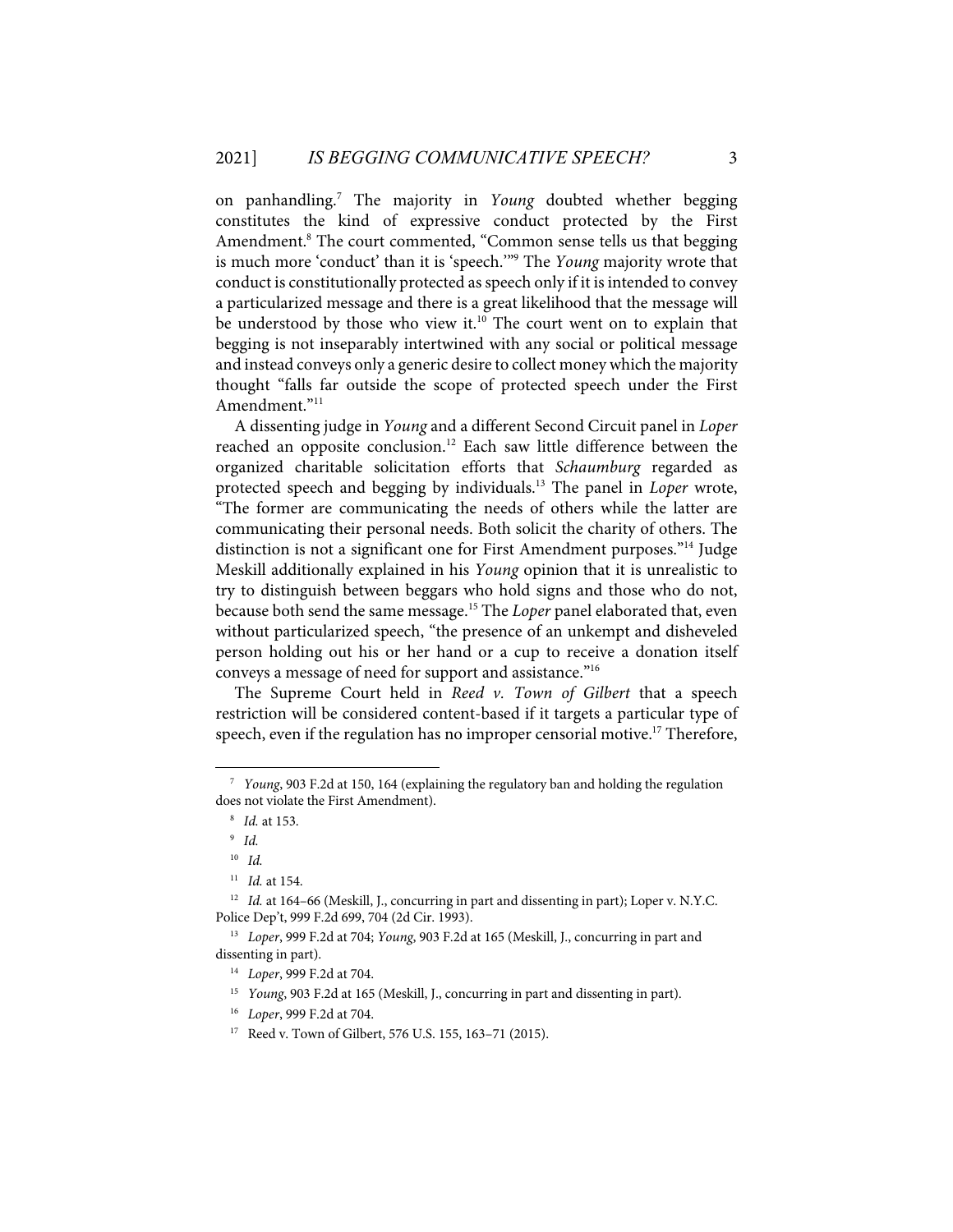on panhandling.[7] The majority in *Young* doubted whether begging constitutes the kind of expressive conduct protected by the First Amendment.[8] The court commented, "Common sense tells us that begging is much more 'conduct' than it is 'speech.'"[9] The *Young* majority wrote that conduct is constitutionally protected as speech only if it is intended to convey a particularized message and there is a great likelihood that the message will be understood by those who view it.[10] The court went on to explain that begging is not inseparably intertwined with any social or political message and instead conveys only a generic desire to collect money which the majority thought "falls far outside the scope of protected speech under the First Amendment."[11]

A dissenting judge in *Young* and a different Second Circuit panel in *Loper* reached an opposite conclusion.[12] Each saw little difference between the organized charitable solicitation efforts that *Schaumburg* regarded as protected speech and begging by individuals.[13] The panel in *Loper* wrote, "The former are communicating the needs of others while the latter are communicating their personal needs. Both solicit the charity of others. The distinction is not a significant one for First Amendment purposes."[14] Judge Meskill additionally explained in his *Young* opinion that it is unrealistic to try to distinguish between beggars who hold signs and those who do not, because both send the same message.[15] The *Loper* panel elaborated that, even without particularized speech, "the presence of an unkempt and disheveled person holding out his or her hand or a cup to receive a donation itself conveys a message of need for support and assistance."[16]

The Supreme Court held in *Reed v. Town of Gilbert* that a speech restriction will be considered content-based if it targets a particular type of speech, even if the regulation has no improper censorial motive.[17] Therefore,

---

[7] *Young*, 903 F.2d at 150, 164 (explaining the regulatory ban and holding the regulation does not violate the First Amendment).

[8] *Id.* at 153.

[9] *Id.*

[10] *Id.*

[11] *Id.* at 154.

[12] *Id.* at 164–66 (Meskill, J., concurring in part and dissenting in part); Loper v. N.Y.C. Police Dep't, 999 F.2d 699, 704 (2d Cir. 1993).

[13] *Loper*, 999 F.2d at 704; *Young*, 903 F.2d at 165 (Meskill, J., concurring in part and dissenting in part).

[14] *Loper*, 999 F.2d at 704.

[15] *Young*, 903 F.2d at 165 (Meskill, J., concurring in part and dissenting in part).

[16] *Loper*, 999 F.2d at 704.

[17] Reed v. Town of Gilbert, 576 U.S. 155, 163–71 (2015).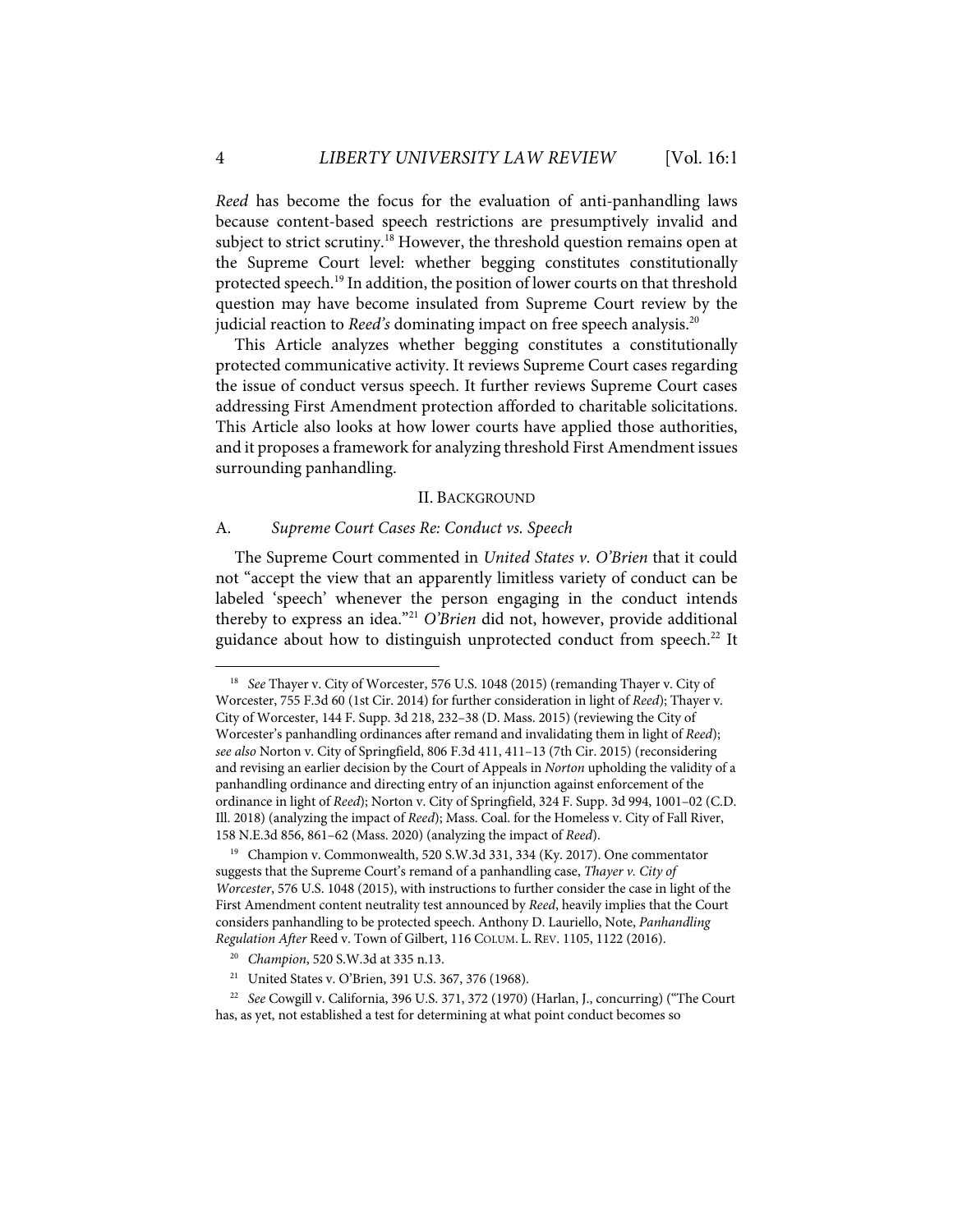*Reed* has become the focus for the evaluation of anti-panhandling laws because content-based speech restrictions are presumptively invalid and subject to strict scrutiny.[18] However, the threshold question remains open at the Supreme Court level: whether begging constitutes constitutionally protected speech.[19] In addition, the position of lower courts on that threshold question may have become insulated from Supreme Court review by the judicial reaction to *Reed's* dominating impact on free speech analysis.[20]

This Article analyzes whether begging constitutes a constitutionally protected communicative activity. It reviews Supreme Court cases regarding the issue of conduct versus speech. It further reviews Supreme Court cases addressing First Amendment protection afforded to charitable solicitations. This Article also looks at how lower courts have applied those authorities, and it proposes a framework for analyzing threshold First Amendment issues surrounding panhandling.

## II. BACKGROUND

### A. *Supreme Court Cases Re: Conduct vs. Speech*

The Supreme Court commented in *United States v. O'Brien* that it could not "accept the view that an apparently limitless variety of conduct can be labeled 'speech' whenever the person engaging in the conduct intends thereby to express an idea."[21] *O'Brien* did not, however, provide additional guidance about how to distinguish unprotected conduct from speech.[22] It

---

[18] *See* Thayer v. City of Worcester, 576 U.S. 1048 (2015) (remanding Thayer v. City of Worcester, 755 F.3d 60 (1st Cir. 2014) for further consideration in light of *Reed*); Thayer v. City of Worcester, 144 F. Supp. 3d 218, 232–38 (D. Mass. 2015) (reviewing the City of Worcester's panhandling ordinances after remand and invalidating them in light of *Reed*); *see also* Norton v. City of Springfield, 806 F.3d 411, 411–13 (7th Cir. 2015) (reconsidering and revising an earlier decision by the Court of Appeals in *Norton* upholding the validity of a panhandling ordinance and directing entry of an injunction against enforcement of the ordinance in light of *Reed*); Norton v. City of Springfield, 324 F. Supp. 3d 994, 1001–02 (C.D. Ill. 2018) (analyzing the impact of *Reed*); Mass. Coal. for the Homeless v. City of Fall River, 158 N.E.3d 856, 861–62 (Mass. 2020) (analyzing the impact of *Reed*).

[19] Champion v. Commonwealth, 520 S.W.3d 331, 334 (Ky. 2017). One commentator suggests that the Supreme Court's remand of a panhandling case, *Thayer v. City of Worcester*, 576 U.S. 1048 (2015), with instructions to further consider the case in light of the First Amendment content neutrality test announced by *Reed*, heavily implies that the Court considers panhandling to be protected speech. Anthony D. Lauriello, Note, *Panhandling Regulation After* Reed v. Town of Gilbert, 116 COLUM. L. REV. 1105, 1122 (2016).

[20] *Champion*, 520 S.W.3d at 335 n.13.

[21] United States v. O'Brien, 391 U.S. 367, 376 (1968).

[22] *See* Cowgill v. California, 396 U.S. 371, 372 (1970) (Harlan, J., concurring) ("The Court has, as yet, not established a test for determining at what point conduct becomes so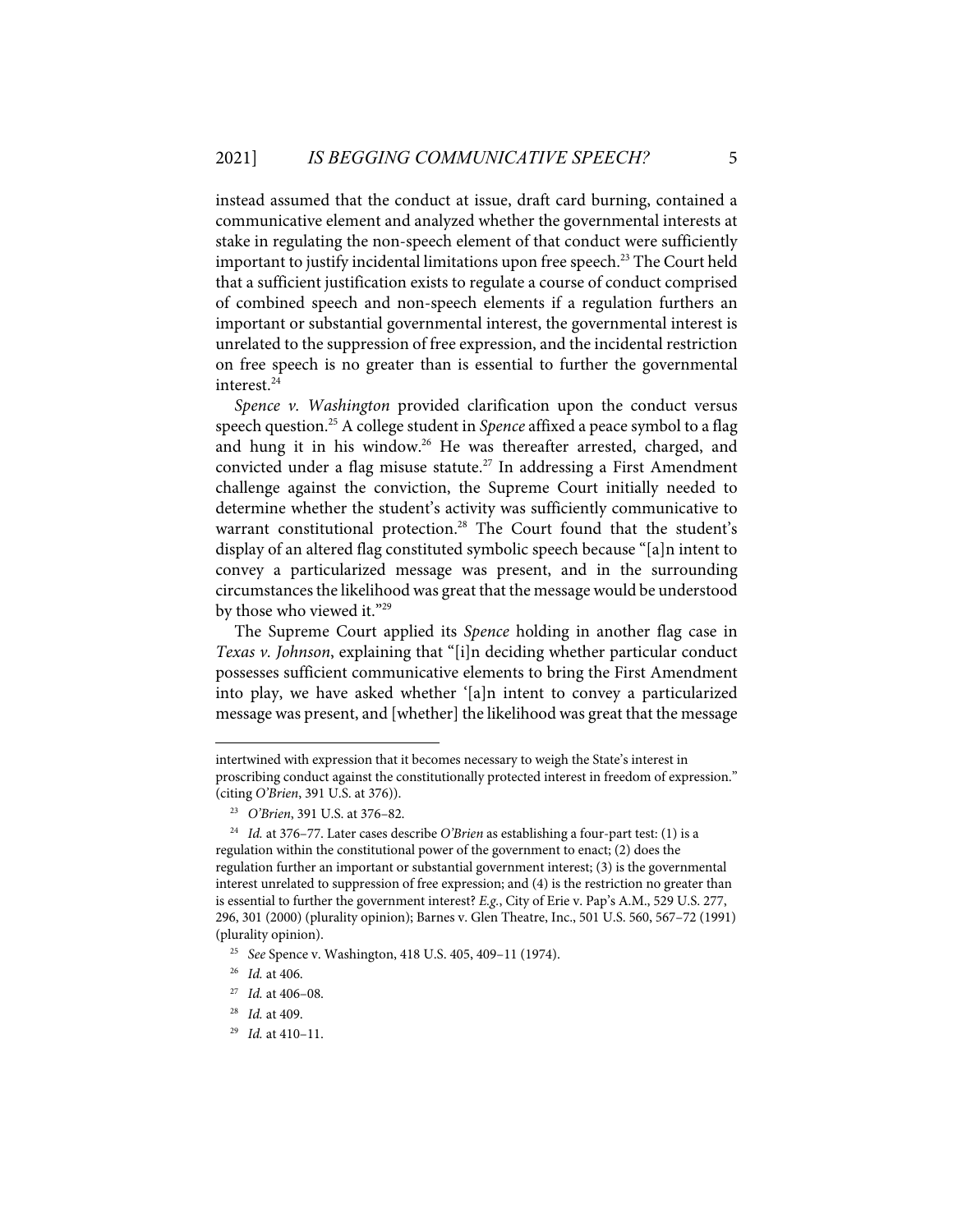instead assumed that the conduct at issue, draft card burning, contained a communicative element and analyzed whether the governmental interests at stake in regulating the non-speech element of that conduct were sufficiently important to justify incidental limitations upon free speech.[23] The Court held that a sufficient justification exists to regulate a course of conduct comprised of combined speech and non-speech elements if a regulation furthers an important or substantial governmental interest, the governmental interest is unrelated to the suppression of free expression, and the incidental restriction on free speech is no greater than is essential to further the governmental interest.[24]

*Spence v. Washington* provided clarification upon the conduct versus speech question.[25] A college student in *Spence* affixed a peace symbol to a flag and hung it in his window.[26] He was thereafter arrested, charged, and convicted under a flag misuse statute.[27] In addressing a First Amendment challenge against the conviction, the Supreme Court initially needed to determine whether the student's activity was sufficiently communicative to warrant constitutional protection.[28] The Court found that the student's display of an altered flag constituted symbolic speech because "[a]n intent to convey a particularized message was present, and in the surrounding circumstances the likelihood was great that the message would be understood by those who viewed it."[29]

The Supreme Court applied its *Spence* holding in another flag case in *Texas v. Johnson*, explaining that "[i]n deciding whether particular conduct possesses sufficient communicative elements to bring the First Amendment into play, we have asked whether '[a]n intent to convey a particularized message was present, and [whether] the likelihood was great that the message

---

intertwined with expression that it becomes necessary to weigh the State's interest in proscribing conduct against the constitutionally protected interest in freedom of expression." (citing *O'Brien*, 391 U.S. at 376)).

[23] *O'Brien*, 391 U.S. at 376–82.

[24] *Id.* at 376–77. Later cases describe *O'Brien* as establishing a four-part test: (1) is a regulation within the constitutional power of the government to enact; (2) does the regulation further an important or substantial government interest; (3) is the governmental interest unrelated to suppression of free expression; and (4) is the restriction no greater than is essential to further the government interest? *E.g.*, City of Erie v. Pap's A.M., 529 U.S. 277, 296, 301 (2000) (plurality opinion); Barnes v. Glen Theatre, Inc., 501 U.S. 560, 567–72 (1991) (plurality opinion).

[25] *See* Spence v. Washington, 418 U.S. 405, 409–11 (1974).

[26] *Id.* at 406.

[27] *Id.* at 406–08.

[28] *Id.* at 409.

[29] *Id.* at 410–11.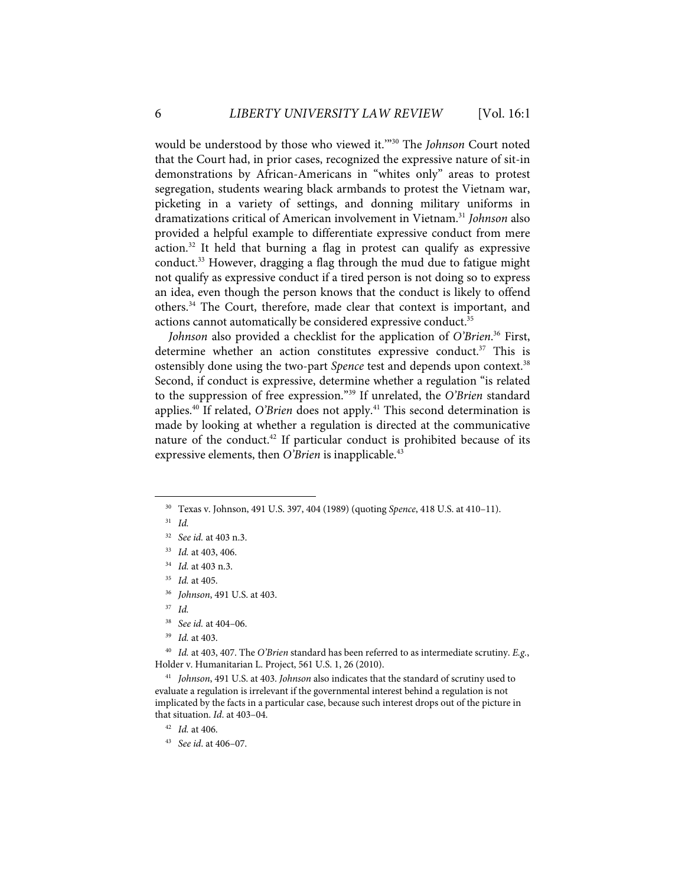would be understood by those who viewed it.'"[30] The *Johnson* Court noted that the Court had, in prior cases, recognized the expressive nature of sit-in demonstrations by African-Americans in "whites only" areas to protest segregation, students wearing black armbands to protest the Vietnam war, picketing in a variety of settings, and donning military uniforms in dramatizations critical of American involvement in Vietnam.[31] *Johnson* also provided a helpful example to differentiate expressive conduct from mere action.[32] It held that burning a flag in protest can qualify as expressive conduct.[33] However, dragging a flag through the mud due to fatigue might not qualify as expressive conduct if a tired person is not doing so to express an idea, even though the person knows that the conduct is likely to offend others.[34] The Court, therefore, made clear that context is important, and actions cannot automatically be considered expressive conduct.[35]

*Johnson* also provided a checklist for the application of *O'Brien*.[36] First, determine whether an action constitutes expressive conduct.[37] This is ostensibly done using the two-part *Spence* test and depends upon context.[38] Second, if conduct is expressive, determine whether a regulation "is related to the suppression of free expression."[39] If unrelated, the *O'Brien* standard applies.[40] If related, *O'Brien* does not apply.[41] This second determination is made by looking at whether a regulation is directed at the communicative nature of the conduct.[42] If particular conduct is prohibited because of its expressive elements, then *O'Brien* is inapplicable.[43]

---

[30] Texas v. Johnson, 491 U.S. 397, 404 (1989) (quoting *Spence*, 418 U.S. at 410–11).

[31] *Id.*

[32] *See id.* at 403 n.3.

[33] *Id.* at 403, 406.

[34] *Id.* at 403 n.3.

[35] *Id.* at 405.

[36] *Johnson*, 491 U.S. at 403.

[37] *Id.*

[38] *See id.* at 404–06.

[39] *Id.* at 403.

[40] *Id.* at 403, 407. The *O'Brien* standard has been referred to as intermediate scrutiny. *E.g.*, Holder v. Humanitarian L. Project, 561 U.S. 1, 26 (2010).

[41] *Johnson*, 491 U.S. at 403. *Johnson* also indicates that the standard of scrutiny used to evaluate a regulation is irrelevant if the governmental interest behind a regulation is not implicated by the facts in a particular case, because such interest drops out of the picture in that situation. *Id*. at 403–04.

[42] *Id.* at 406.

[43] *See id*. at 406–07.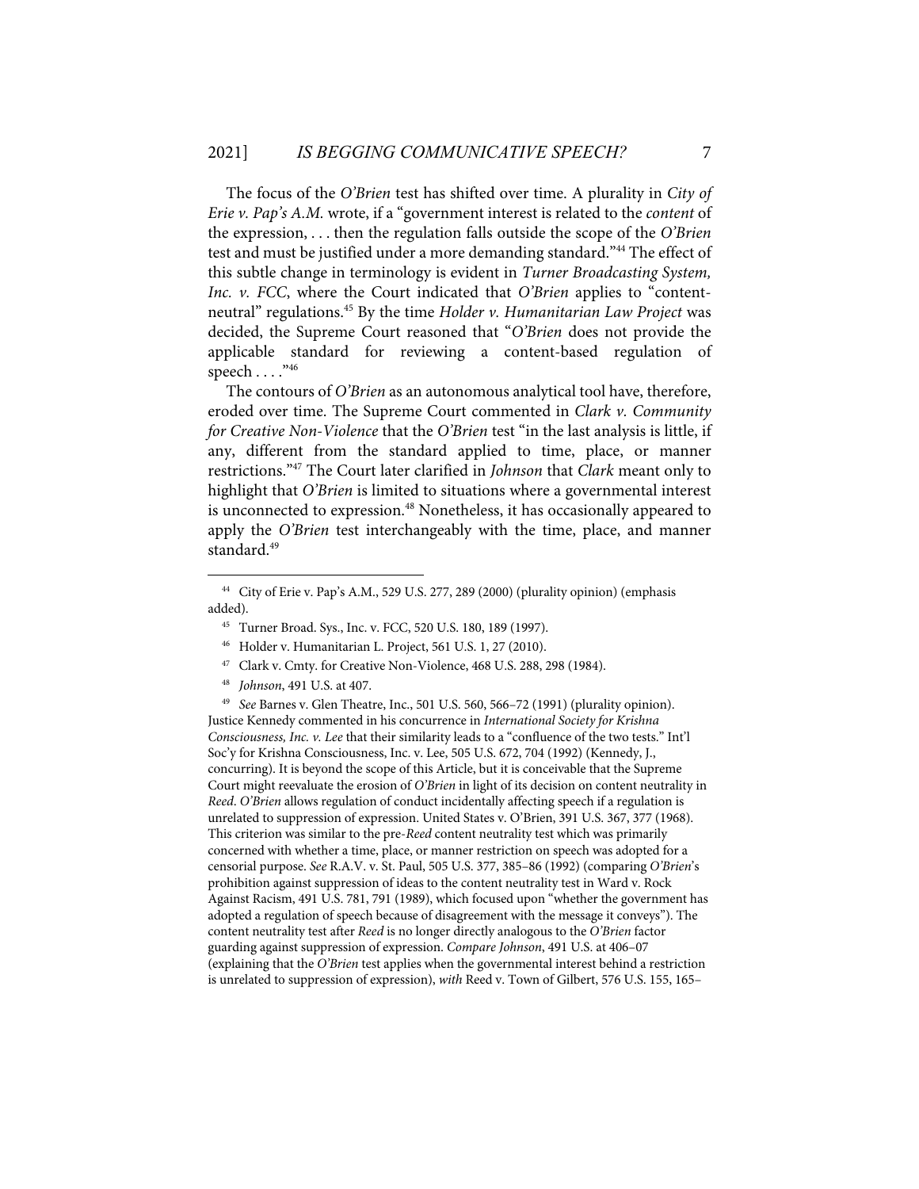The focus of the *O'Brien* test has shifted over time. A plurality in *City of Erie v. Pap's A.M.* wrote, if a "government interest is related to the *content* of the expression, . . . then the regulation falls outside the scope of the *O'Brien* test and must be justified under a more demanding standard."[44] The effect of this subtle change in terminology is evident in *Turner Broadcasting System, Inc. v. FCC*, where the Court indicated that *O'Brien* applies to "content-neutral" regulations.[45] By the time *Holder v. Humanitarian Law Project* was decided, the Supreme Court reasoned that "*O'Brien* does not provide the applicable standard for reviewing a content-based regulation of speech . . . ."[46]

The contours of *O'Brien* as an autonomous analytical tool have, therefore, eroded over time. The Supreme Court commented in *Clark v. Community for Creative Non-Violence* that the *O'Brien* test "in the last analysis is little, if any, different from the standard applied to time, place, or manner restrictions."[47] The Court later clarified in *Johnson* that *Clark* meant only to highlight that *O'Brien* is limited to situations where a governmental interest is unconnected to expression.[48] Nonetheless, it has occasionally appeared to apply the *O'Brien* test interchangeably with the time, place, and manner standard.[49]

---

[44] City of Erie v. Pap's A.M., 529 U.S. 277, 289 (2000) (plurality opinion) (emphasis added).

[45] Turner Broad. Sys., Inc. v. FCC, 520 U.S. 180, 189 (1997).

[46] Holder v. Humanitarian L. Project, 561 U.S. 1, 27 (2010).

[47] Clark v. Cmty. for Creative Non-Violence, 468 U.S. 288, 298 (1984).

[48] *Johnson*, 491 U.S. at 407.

[49] *See* Barnes v. Glen Theatre, Inc., 501 U.S. 560, 566–72 (1991) (plurality opinion). Justice Kennedy commented in his concurrence in *International Society for Krishna Consciousness, Inc. v. Lee* that their similarity leads to a "confluence of the two tests." Int'l Soc'y for Krishna Consciousness, Inc. v. Lee, 505 U.S. 672, 704 (1992) (Kennedy, J., concurring). It is beyond the scope of this Article, but it is conceivable that the Supreme Court might reevaluate the erosion of *O'Brien* in light of its decision on content neutrality in *Reed*. *O'Brien* allows regulation of conduct incidentally affecting speech if a regulation is unrelated to suppression of expression. United States v. O'Brien, 391 U.S. 367, 377 (1968). This criterion was similar to the pre-*Reed* content neutrality test which was primarily concerned with whether a time, place, or manner restriction on speech was adopted for a censorial purpose. *See* R.A.V. v. St. Paul, 505 U.S. 377, 385–86 (1992) (comparing *O'Brien*'s prohibition against suppression of ideas to the content neutrality test in Ward v. Rock Against Racism, 491 U.S. 781, 791 (1989), which focused upon "whether the government has adopted a regulation of speech because of disagreement with the message it conveys"). The content neutrality test after *Reed* is no longer directly analogous to the *O'Brien* factor guarding against suppression of expression. *Compare Johnson*, 491 U.S. at 406–07 (explaining that the *O'Brien* test applies when the governmental interest behind a restriction is unrelated to suppression of expression), *with* Reed v. Town of Gilbert, 576 U.S. 155, 165–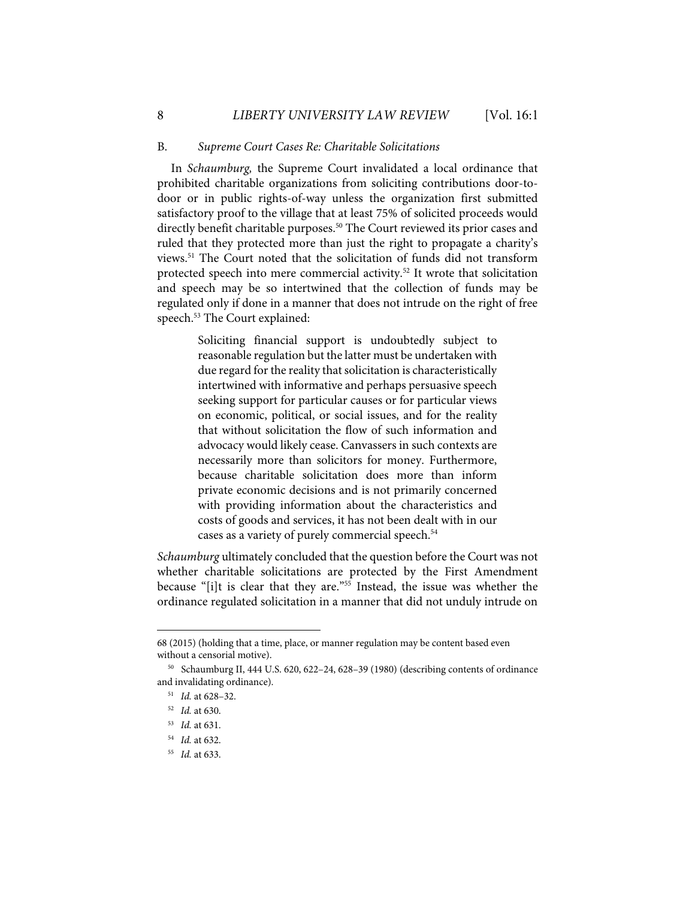### B. *Supreme Court Cases Re: Charitable Solicitations*

In *Schaumburg,* the Supreme Court invalidated a local ordinance that prohibited charitable organizations from soliciting contributions door-to-door or in public rights-of-way unless the organization first submitted satisfactory proof to the village that at least 75% of solicited proceeds would directly benefit charitable purposes.[50] The Court reviewed its prior cases and ruled that they protected more than just the right to propagate a charity's views.[51] The Court noted that the solicitation of funds did not transform protected speech into mere commercial activity.[52] It wrote that solicitation and speech may be so intertwined that the collection of funds may be regulated only if done in a manner that does not intrude on the right of free speech.[53] The Court explained:

> Soliciting financial support is undoubtedly subject to reasonable regulation but the latter must be undertaken with due regard for the reality that solicitation is characteristically intertwined with informative and perhaps persuasive speech seeking support for particular causes or for particular views on economic, political, or social issues, and for the reality that without solicitation the flow of such information and advocacy would likely cease. Canvassers in such contexts are necessarily more than solicitors for money. Furthermore, because charitable solicitation does more than inform private economic decisions and is not primarily concerned with providing information about the characteristics and costs of goods and services, it has not been dealt with in our cases as a variety of purely commercial speech.[54]

*Schaumburg* ultimately concluded that the question before the Court was not whether charitable solicitations are protected by the First Amendment because "[i]t is clear that they are."[55] Instead, the issue was whether the ordinance regulated solicitation in a manner that did not unduly intrude on

---

68 (2015) (holding that a time, place, or manner regulation may be content based even without a censorial motive).

[50] Schaumburg II, 444 U.S. 620, 622–24, 628–39 (1980) (describing contents of ordinance and invalidating ordinance).

[51] *Id.* at 628–32.

[52] *Id.* at 630.

[53] *Id.* at 631.

[54] *Id.* at 632.

[55] *Id.* at 633.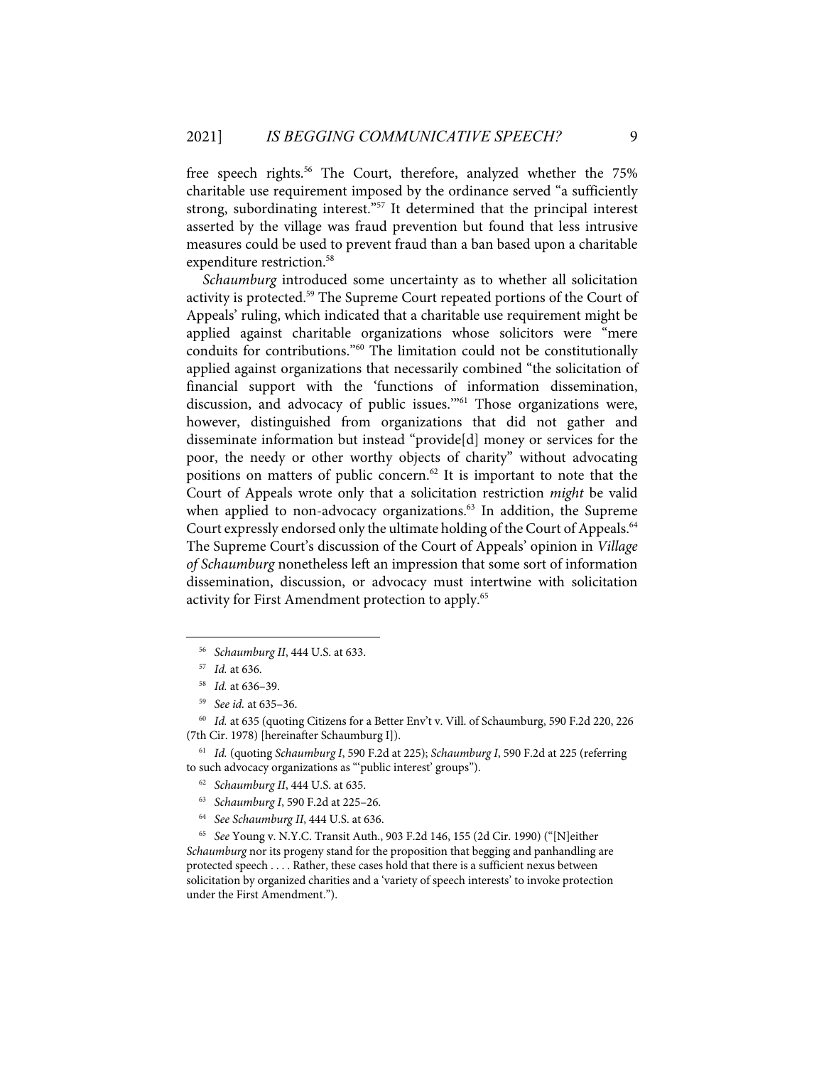free speech rights.[56] The Court, therefore, analyzed whether the 75% charitable use requirement imposed by the ordinance served "a sufficiently strong, subordinating interest."[57] It determined that the principal interest asserted by the village was fraud prevention but found that less intrusive measures could be used to prevent fraud than a ban based upon a charitable expenditure restriction.[58]

*Schaumburg* introduced some uncertainty as to whether all solicitation activity is protected.[59] The Supreme Court repeated portions of the Court of Appeals' ruling, which indicated that a charitable use requirement might be applied against charitable organizations whose solicitors were "mere conduits for contributions."[60] The limitation could not be constitutionally applied against organizations that necessarily combined "the solicitation of financial support with the 'functions of information dissemination, discussion, and advocacy of public issues.'"[61] Those organizations were, however, distinguished from organizations that did not gather and disseminate information but instead "provide[d] money or services for the poor, the needy or other worthy objects of charity" without advocating positions on matters of public concern.[62] It is important to note that the Court of Appeals wrote only that a solicitation restriction *might* be valid when applied to non-advocacy organizations.[63] In addition, the Supreme Court expressly endorsed only the ultimate holding of the Court of Appeals.[64] The Supreme Court's discussion of the Court of Appeals' opinion in *Village of Schaumburg* nonetheless left an impression that some sort of information dissemination, discussion, or advocacy must intertwine with solicitation activity for First Amendment protection to apply.[65]

---

[56] *Schaumburg II*, 444 U.S. at 633.

[57] *Id.* at 636.

[58] *Id.* at 636–39.

[59] *See id.* at 635–36.

[60] *Id.* at 635 (quoting Citizens for a Better Env't v. Vill. of Schaumburg, 590 F.2d 220, 226 (7th Cir. 1978) [hereinafter Schaumburg I]).

[61] *Id.* (quoting *Schaumburg I*, 590 F.2d at 225); *Schaumburg I*, 590 F.2d at 225 (referring to such advocacy organizations as "'public interest' groups").

[62] *Schaumburg II*, 444 U.S. at 635.

[63] *Schaumburg I*, 590 F.2d at 225–26.

[64] *See Schaumburg II*, 444 U.S. at 636.

[65] *See* Young v. N.Y.C. Transit Auth., 903 F.2d 146, 155 (2d Cir. 1990) ("[N]either *Schaumburg* nor its progeny stand for the proposition that begging and panhandling are protected speech . . . . Rather, these cases hold that there is a sufficient nexus between solicitation by organized charities and a 'variety of speech interests' to invoke protection under the First Amendment.").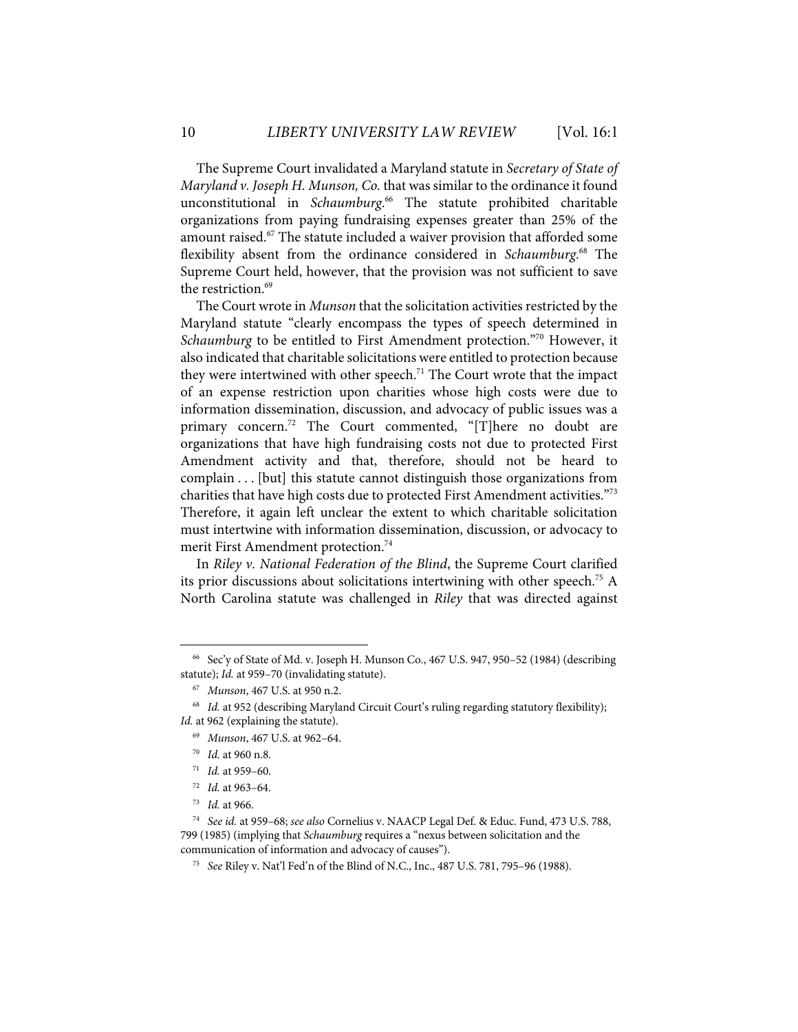The Supreme Court invalidated a Maryland statute in *Secretary of State of Maryland v. Joseph H. Munson, Co.* that was similar to the ordinance it found unconstitutional in *Schaumburg*.[66] The statute prohibited charitable organizations from paying fundraising expenses greater than 25% of the amount raised.[67] The statute included a waiver provision that afforded some flexibility absent from the ordinance considered in *Schaumburg*.[68] The Supreme Court held, however, that the provision was not sufficient to save the restriction.[69]

The Court wrote in *Munson* that the solicitation activities restricted by the Maryland statute "clearly encompass the types of speech determined in *Schaumburg* to be entitled to First Amendment protection."[70] However, it also indicated that charitable solicitations were entitled to protection because they were intertwined with other speech.[71] The Court wrote that the impact of an expense restriction upon charities whose high costs were due to information dissemination, discussion, and advocacy of public issues was a primary concern.[72] The Court commented, "[T]here no doubt are organizations that have high fundraising costs not due to protected First Amendment activity and that, therefore, should not be heard to complain . . . [but] this statute cannot distinguish those organizations from charities that have high costs due to protected First Amendment activities."[73] Therefore, it again left unclear the extent to which charitable solicitation must intertwine with information dissemination, discussion, or advocacy to merit First Amendment protection.[74]

In *Riley v. National Federation of the Blind*, the Supreme Court clarified its prior discussions about solicitations intertwining with other speech.[75] A North Carolina statute was challenged in *Riley* that was directed against

---

[66] Sec'y of State of Md. v. Joseph H. Munson Co., 467 U.S. 947, 950–52 (1984) (describing statute); *Id.* at 959–70 (invalidating statute).

[67] *Munson*, 467 U.S. at 950 n.2.

[68] *Id.* at 952 (describing Maryland Circuit Court's ruling regarding statutory flexibility); *Id.* at 962 (explaining the statute).

[69] *Munson*, 467 U.S. at 962–64.

[70] *Id.* at 960 n.8.

[71] *Id.* at 959–60.

[72] *Id.* at 963–64.

[73] *Id.* at 966.

[74] *See id.* at 959–68; *see also* Cornelius v. NAACP Legal Def. & Educ. Fund, 473 U.S. 788, 799 (1985) (implying that *Schaumburg* requires a "nexus between solicitation and the communication of information and advocacy of causes").

[75] *See* Riley v. Nat'l Fed'n of the Blind of N.C., Inc., 487 U.S. 781, 795–96 (1988).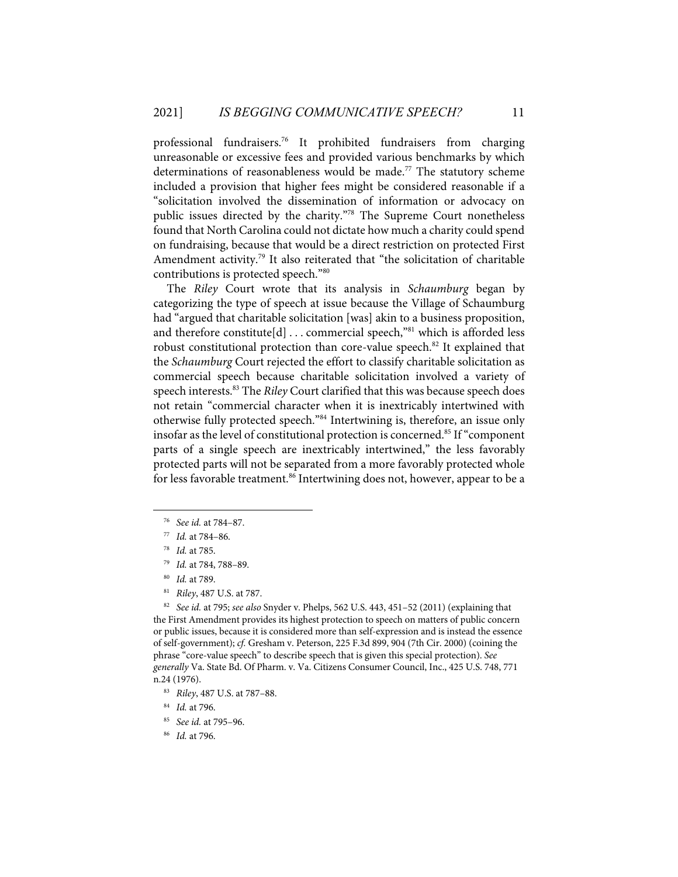professional fundraisers.[76] It prohibited fundraisers from charging unreasonable or excessive fees and provided various benchmarks by which determinations of reasonableness would be made.[77] The statutory scheme included a provision that higher fees might be considered reasonable if a "solicitation involved the dissemination of information or advocacy on public issues directed by the charity."[78] The Supreme Court nonetheless found that North Carolina could not dictate how much a charity could spend on fundraising, because that would be a direct restriction on protected First Amendment activity.[79] It also reiterated that "the solicitation of charitable contributions is protected speech."[80]

The *Riley* Court wrote that its analysis in *Schaumburg* began by categorizing the type of speech at issue because the Village of Schaumburg had "argued that charitable solicitation [was] akin to a business proposition, and therefore constitute[d] . . . commercial speech,"[81] which is afforded less robust constitutional protection than core-value speech.[82] It explained that the *Schaumburg* Court rejected the effort to classify charitable solicitation as commercial speech because charitable solicitation involved a variety of speech interests.[83] The *Riley* Court clarified that this was because speech does not retain "commercial character when it is inextricably intertwined with otherwise fully protected speech."[84] Intertwining is, therefore, an issue only insofar as the level of constitutional protection is concerned.[85] If "component parts of a single speech are inextricably intertwined," the less favorably protected parts will not be separated from a more favorably protected whole for less favorable treatment.[86] Intertwining does not, however, appear to be a

---

[76] *See id.* at 784–87.

[77] *Id.* at 784–86.

[78] *Id.* at 785.

[79] *Id.* at 784, 788–89.

[80] *Id.* at 789.

[81] *Riley*, 487 U.S. at 787.

[82] *See id.* at 795; *see also* Snyder v. Phelps, 562 U.S. 443, 451–52 (2011) (explaining that the First Amendment provides its highest protection to speech on matters of public concern or public issues, because it is considered more than self-expression and is instead the essence of self-government); *cf.* Gresham v. Peterson, 225 F.3d 899, 904 (7th Cir. 2000) (coining the phrase "core-value speech" to describe speech that is given this special protection). *See generally* Va. State Bd. Of Pharm. v. Va. Citizens Consumer Council, Inc., 425 U.S. 748, 771 n.24 (1976).

[83] *Riley*, 487 U.S. at 787–88.

[84] *Id.* at 796.

[85] *See id.* at 795–96.

[86] *Id.* at 796.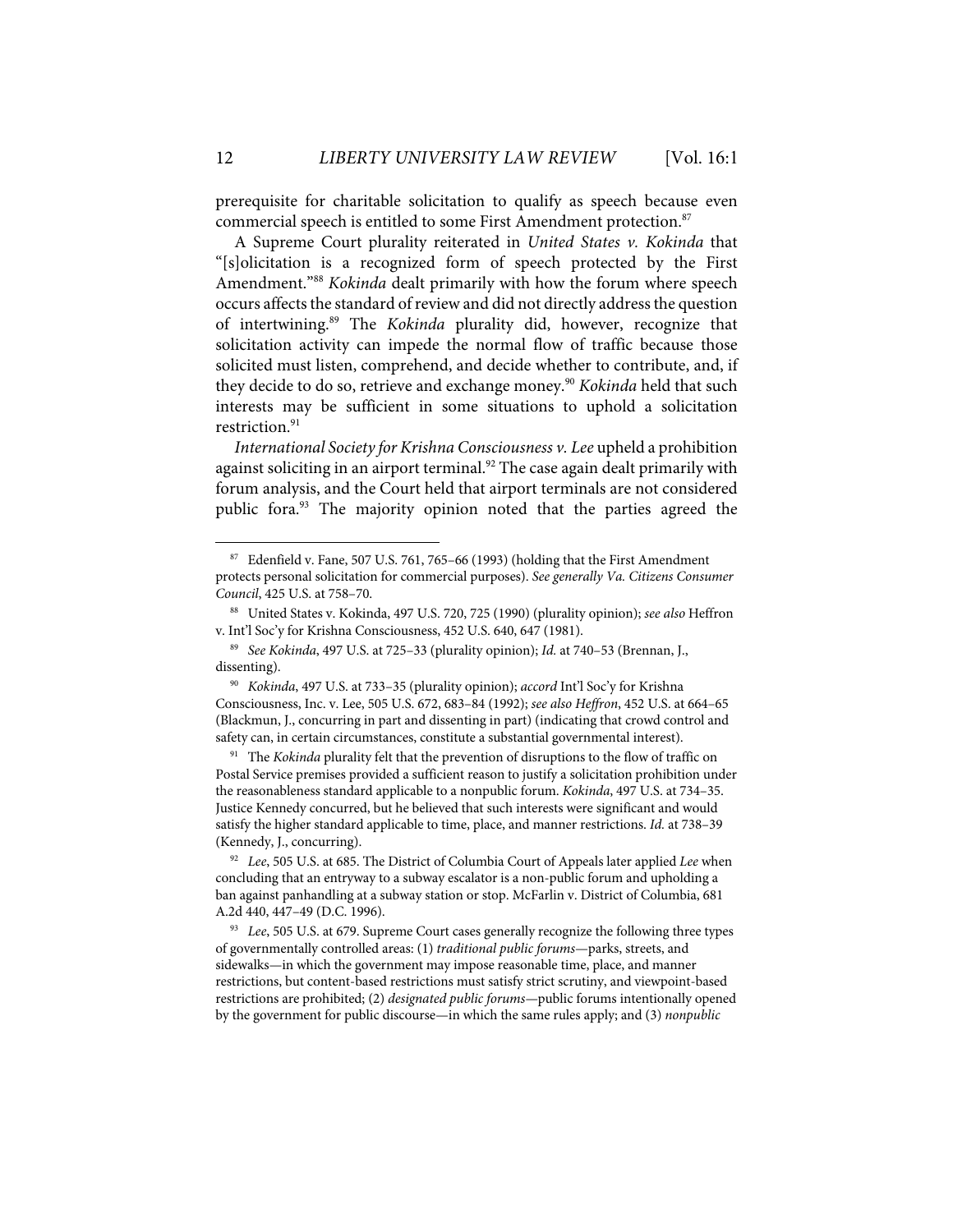prerequisite for charitable solicitation to qualify as speech because even commercial speech is entitled to some First Amendment protection.[87]

A Supreme Court plurality reiterated in *United States v. Kokinda* that "[s]olicitation is a recognized form of speech protected by the First Amendment."[88] *Kokinda* dealt primarily with how the forum where speech occurs affects the standard of review and did not directly address the question of intertwining.[89] The *Kokinda* plurality did, however, recognize that solicitation activity can impede the normal flow of traffic because those solicited must listen, comprehend, and decide whether to contribute, and, if they decide to do so, retrieve and exchange money.[90] *Kokinda* held that such interests may be sufficient in some situations to uphold a solicitation restriction.[91]

*International Society for Krishna Consciousness v. Lee* upheld a prohibition against soliciting in an airport terminal.[92] The case again dealt primarily with forum analysis, and the Court held that airport terminals are not considered public fora.[93] The majority opinion noted that the parties agreed the

---

[87] Edenfield v. Fane, 507 U.S. 761, 765–66 (1993) (holding that the First Amendment protects personal solicitation for commercial purposes). *See generally Va. Citizens Consumer Council*, 425 U.S. at 758–70.

[88] United States v. Kokinda, 497 U.S. 720, 725 (1990) (plurality opinion); *see also* Heffron v. Int'l Soc'y for Krishna Consciousness, 452 U.S. 640, 647 (1981).

[89] *See Kokinda*, 497 U.S. at 725–33 (plurality opinion); *Id.* at 740–53 (Brennan, J., dissenting).

[90] *Kokinda*, 497 U.S. at 733–35 (plurality opinion); *accord* Int'l Soc'y for Krishna Consciousness, Inc. v. Lee, 505 U.S. 672, 683–84 (1992); *see also Heffron*, 452 U.S. at 664–65 (Blackmun, J., concurring in part and dissenting in part) (indicating that crowd control and safety can, in certain circumstances, constitute a substantial governmental interest).

[91] The *Kokinda* plurality felt that the prevention of disruptions to the flow of traffic on Postal Service premises provided a sufficient reason to justify a solicitation prohibition under the reasonableness standard applicable to a nonpublic forum. *Kokinda*, 497 U.S. at 734–35. Justice Kennedy concurred, but he believed that such interests were significant and would satisfy the higher standard applicable to time, place, and manner restrictions. *Id.* at 738–39 (Kennedy, J., concurring).

[92] *Lee*, 505 U.S. at 685. The District of Columbia Court of Appeals later applied *Lee* when concluding that an entryway to a subway escalator is a non-public forum and upholding a ban against panhandling at a subway station or stop. McFarlin v. District of Columbia, 681 A.2d 440, 447–49 (D.C. 1996).

[93] *Lee*, 505 U.S. at 679. Supreme Court cases generally recognize the following three types of governmentally controlled areas: (1) *traditional public forums*—parks, streets, and sidewalks—in which the government may impose reasonable time, place, and manner restrictions, but content-based restrictions must satisfy strict scrutiny, and viewpoint-based restrictions are prohibited; (2) *designated public forums*—public forums intentionally opened by the government for public discourse—in which the same rules apply; and (3) *nonpublic*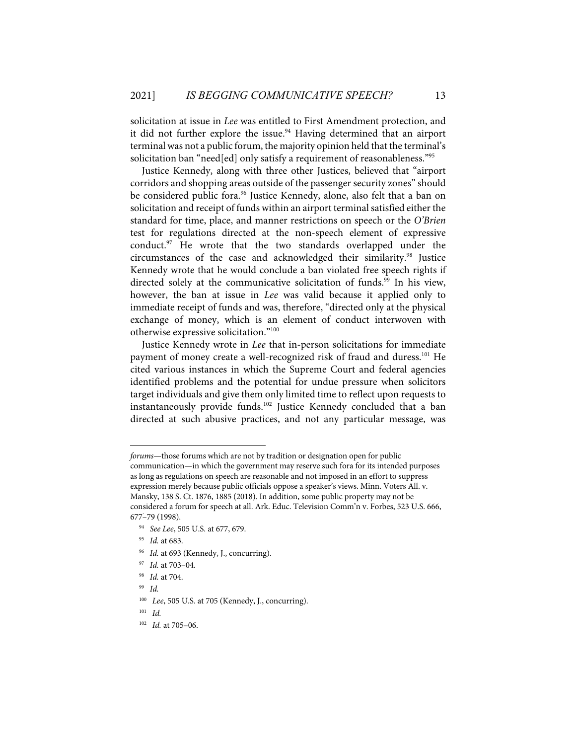solicitation at issue in *Lee* was entitled to First Amendment protection, and it did not further explore the issue.[94] Having determined that an airport terminal was not a public forum, the majority opinion held that the terminal's solicitation ban "need[ed] only satisfy a requirement of reasonableness."[95]

Justice Kennedy, along with three other Justices, believed that "airport corridors and shopping areas outside of the passenger security zones" should be considered public fora.[96] Justice Kennedy, alone, also felt that a ban on solicitation and receipt of funds within an airport terminal satisfied either the standard for time, place, and manner restrictions on speech or the *O'Brien* test for regulations directed at the non-speech element of expressive conduct.[97] He wrote that the two standards overlapped under the circumstances of the case and acknowledged their similarity.[98] Justice Kennedy wrote that he would conclude a ban violated free speech rights if directed solely at the communicative solicitation of funds.[99] In his view, however, the ban at issue in *Lee* was valid because it applied only to immediate receipt of funds and was, therefore, "directed only at the physical exchange of money, which is an element of conduct interwoven with otherwise expressive solicitation."[100]

Justice Kennedy wrote in *Lee* that in-person solicitations for immediate payment of money create a well-recognized risk of fraud and duress.[101] He cited various instances in which the Supreme Court and federal agencies identified problems and the potential for undue pressure when solicitors target individuals and give them only limited time to reflect upon requests to instantaneously provide funds.[102] Justice Kennedy concluded that a ban directed at such abusive practices, and not any particular message, was

---

*forums*—those forums which are not by tradition or designation open for public communication—in which the government may reserve such fora for its intended purposes as long as regulations on speech are reasonable and not imposed in an effort to suppress expression merely because public officials oppose a speaker's views. Minn. Voters All. v. Mansky, 138 S. Ct. 1876, 1885 (2018). In addition, some public property may not be considered a forum for speech at all. Ark. Educ. Television Comm'n v. Forbes, 523 U.S. 666, 677–79 (1998).

[94] *See Lee*, 505 U.S. at 677, 679.

[95] *Id.* at 683.

[96] *Id.* at 693 (Kennedy, J., concurring).

[97] *Id.* at 703–04.

[98] *Id.* at 704.

[99] *Id.*

[100] *Lee*, 505 U.S. at 705 (Kennedy, J., concurring).

[101] *Id.*

[102] *Id.* at 705–06.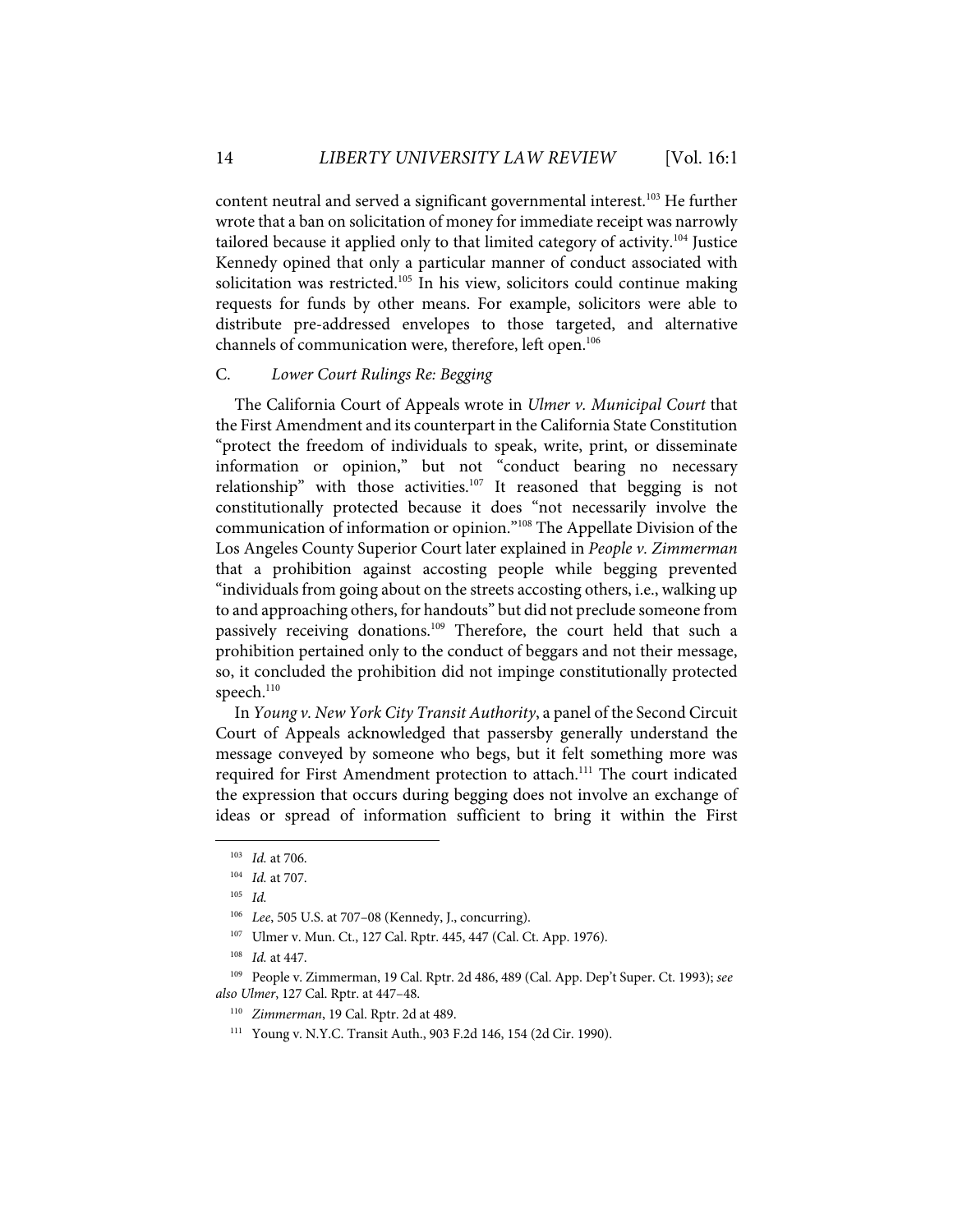content neutral and served a significant governmental interest.[103] He further wrote that a ban on solicitation of money for immediate receipt was narrowly tailored because it applied only to that limited category of activity.[104] Justice Kennedy opined that only a particular manner of conduct associated with solicitation was restricted.[105] In his view, solicitors could continue making requests for funds by other means. For example, solicitors were able to distribute pre-addressed envelopes to those targeted, and alternative channels of communication were, therefore, left open.[106]

### C. *Lower Court Rulings Re: Begging*

The California Court of Appeals wrote in *Ulmer v. Municipal Court* that the First Amendment and its counterpart in the California State Constitution "protect the freedom of individuals to speak, write, print, or disseminate information or opinion," but not "conduct bearing no necessary relationship" with those activities.[107] It reasoned that begging is not constitutionally protected because it does "not necessarily involve the communication of information or opinion."[108] The Appellate Division of the Los Angeles County Superior Court later explained in *People v. Zimmerman* that a prohibition against accosting people while begging prevented "individuals from going about on the streets accosting others, i.e., walking up to and approaching others, for handouts" but did not preclude someone from passively receiving donations.[109] Therefore, the court held that such a prohibition pertained only to the conduct of beggars and not their message, so, it concluded the prohibition did not impinge constitutionally protected speech.[110]

In *Young v. New York City Transit Authority*, a panel of the Second Circuit Court of Appeals acknowledged that passersby generally understand the message conveyed by someone who begs, but it felt something more was required for First Amendment protection to attach.[111] The court indicated the expression that occurs during begging does not involve an exchange of ideas or spread of information sufficient to bring it within the First

---

[103] *Id.* at 706.

[104] *Id.* at 707.

[105] *Id.*

[106] *Lee*, 505 U.S. at 707–08 (Kennedy, J., concurring).

[107] Ulmer v. Mun. Ct., 127 Cal. Rptr. 445, 447 (Cal. Ct. App. 1976).

[108] *Id.* at 447.

[109] People v. Zimmerman, 19 Cal. Rptr. 2d 486, 489 (Cal. App. Dep't Super. Ct. 1993); *see also Ulmer*, 127 Cal. Rptr. at 447–48.

[110] *Zimmerman*, 19 Cal. Rptr. 2d at 489.

[111] Young v. N.Y.C. Transit Auth., 903 F.2d 146, 154 (2d Cir. 1990).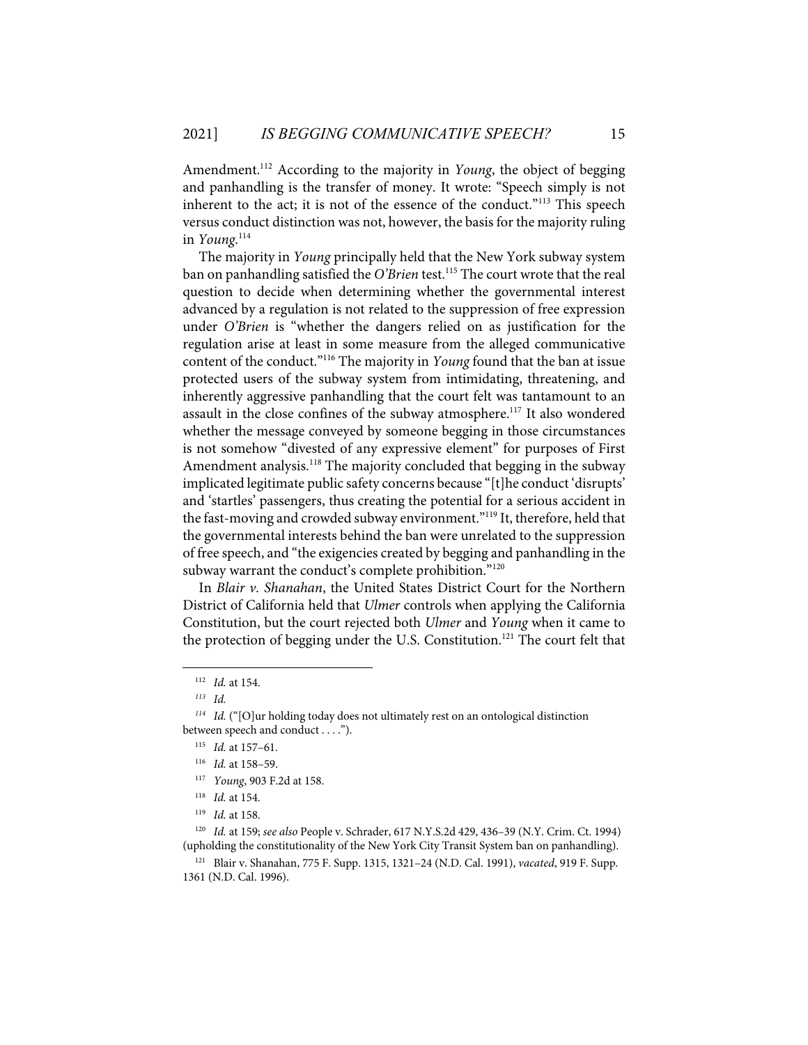Amendment.[112] According to the majority in *Young*, the object of begging and panhandling is the transfer of money. It wrote: "Speech simply is not inherent to the act; it is not of the essence of the conduct."[113] This speech versus conduct distinction was not, however, the basis for the majority ruling in *Young*.[114]

The majority in *Young* principally held that the New York subway system ban on panhandling satisfied the *O'Brien* test.[115] The court wrote that the real question to decide when determining whether the governmental interest advanced by a regulation is not related to the suppression of free expression under *O'Brien* is "whether the dangers relied on as justification for the regulation arise at least in some measure from the alleged communicative content of the conduct."[116] The majority in *Young* found that the ban at issue protected users of the subway system from intimidating, threatening, and inherently aggressive panhandling that the court felt was tantamount to an assault in the close confines of the subway atmosphere.[117] It also wondered whether the message conveyed by someone begging in those circumstances is not somehow "divested of any expressive element" for purposes of First Amendment analysis.[118] The majority concluded that begging in the subway implicated legitimate public safety concerns because "[t]he conduct 'disrupts' and 'startles' passengers, thus creating the potential for a serious accident in the fast-moving and crowded subway environment."[119] It, therefore, held that the governmental interests behind the ban were unrelated to the suppression of free speech, and "the exigencies created by begging and panhandling in the subway warrant the conduct's complete prohibition."[120]

In *Blair v. Shanahan*, the United States District Court for the Northern District of California held that *Ulmer* controls when applying the California Constitution, but the court rejected both *Ulmer* and *Young* when it came to the protection of begging under the U.S. Constitution.[121] The court felt that

---

[112] *Id.* at 154.

[113] *Id.*

[114] *Id.* ("[O]ur holding today does not ultimately rest on an ontological distinction between speech and conduct . . . .").

[115] *Id.* at 157–61.

[116] *Id.* at 158–59.

[117] *Young*, 903 F.2d at 158.

[118] *Id.* at 154.

[119] *Id.* at 158.

[120] *Id.* at 159; *see also* People v. Schrader, 617 N.Y.S.2d 429, 436–39 (N.Y. Crim. Ct. 1994) (upholding the constitutionality of the New York City Transit System ban on panhandling).

[121] Blair v. Shanahan, 775 F. Supp. 1315, 1321–24 (N.D. Cal. 1991), *vacated*, 919 F. Supp. 1361 (N.D. Cal. 1996).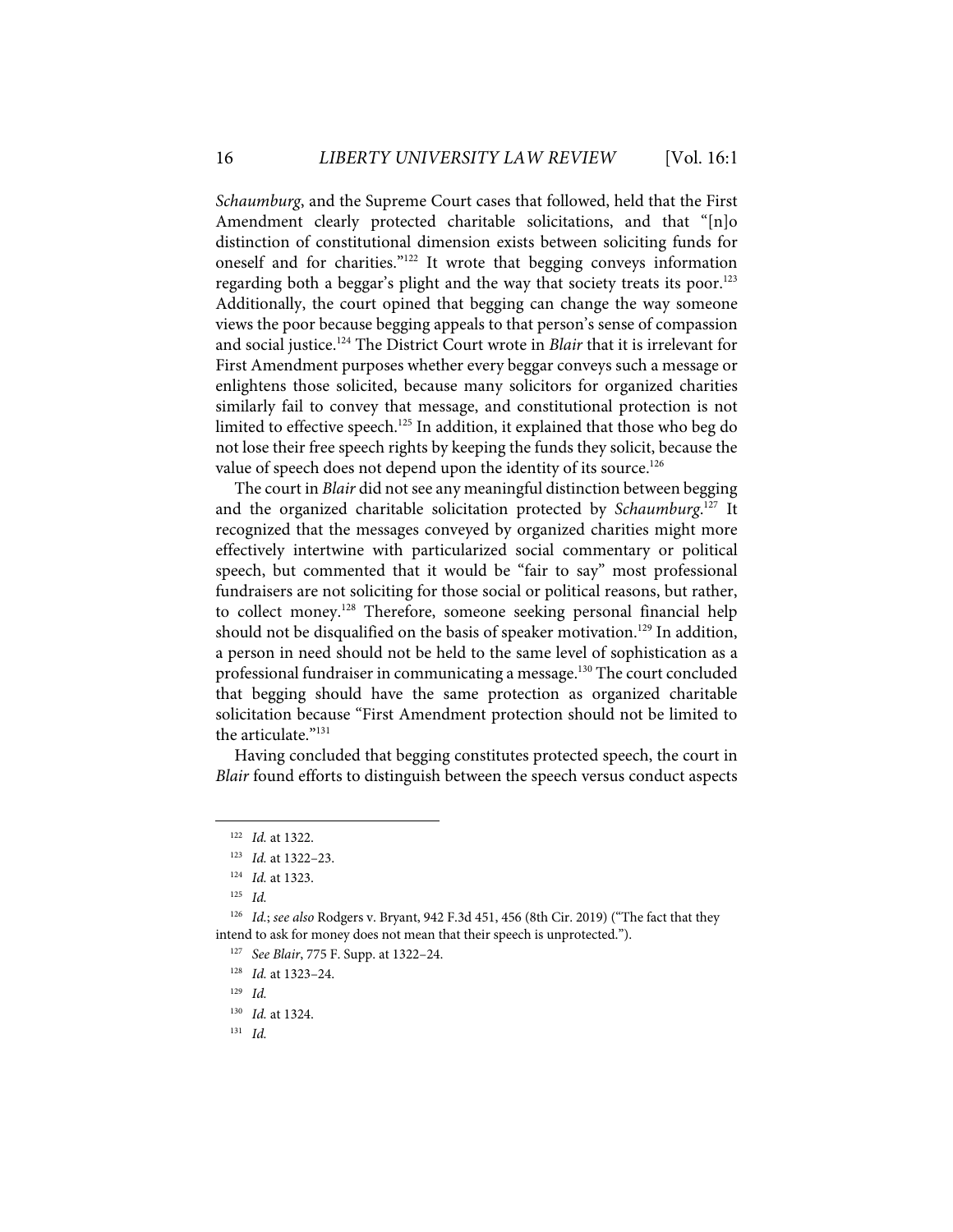*Schaumburg*, and the Supreme Court cases that followed, held that the First Amendment clearly protected charitable solicitations, and that "[n]o distinction of constitutional dimension exists between soliciting funds for oneself and for charities."[122] It wrote that begging conveys information regarding both a beggar's plight and the way that society treats its poor.[123] Additionally, the court opined that begging can change the way someone views the poor because begging appeals to that person's sense of compassion and social justice.[124] The District Court wrote in *Blair* that it is irrelevant for First Amendment purposes whether every beggar conveys such a message or enlightens those solicited, because many solicitors for organized charities similarly fail to convey that message, and constitutional protection is not limited to effective speech.[125] In addition, it explained that those who beg do not lose their free speech rights by keeping the funds they solicit, because the value of speech does not depend upon the identity of its source.[126]

The court in *Blair* did not see any meaningful distinction between begging and the organized charitable solicitation protected by *Schaumburg*.[127] It recognized that the messages conveyed by organized charities might more effectively intertwine with particularized social commentary or political speech, but commented that it would be "fair to say" most professional fundraisers are not soliciting for those social or political reasons, but rather, to collect money.[128] Therefore, someone seeking personal financial help should not be disqualified on the basis of speaker motivation.[129] In addition, a person in need should not be held to the same level of sophistication as a professional fundraiser in communicating a message.[130] The court concluded that begging should have the same protection as organized charitable solicitation because "First Amendment protection should not be limited to the articulate."[131]

Having concluded that begging constitutes protected speech, the court in *Blair* found efforts to distinguish between the speech versus conduct aspects

---

[122] *Id.* at 1322.

[123] *Id.* at 1322–23.

[124] *Id.* at 1323.

[125] *Id.*

[126] *Id.*; *see also* Rodgers v. Bryant, 942 F.3d 451, 456 (8th Cir. 2019) ("The fact that they intend to ask for money does not mean that their speech is unprotected.").

[127] *See Blair*, 775 F. Supp. at 1322–24.

[128] *Id.* at 1323–24.

[129] *Id.*

[130] *Id.* at 1324.

[131] *Id.*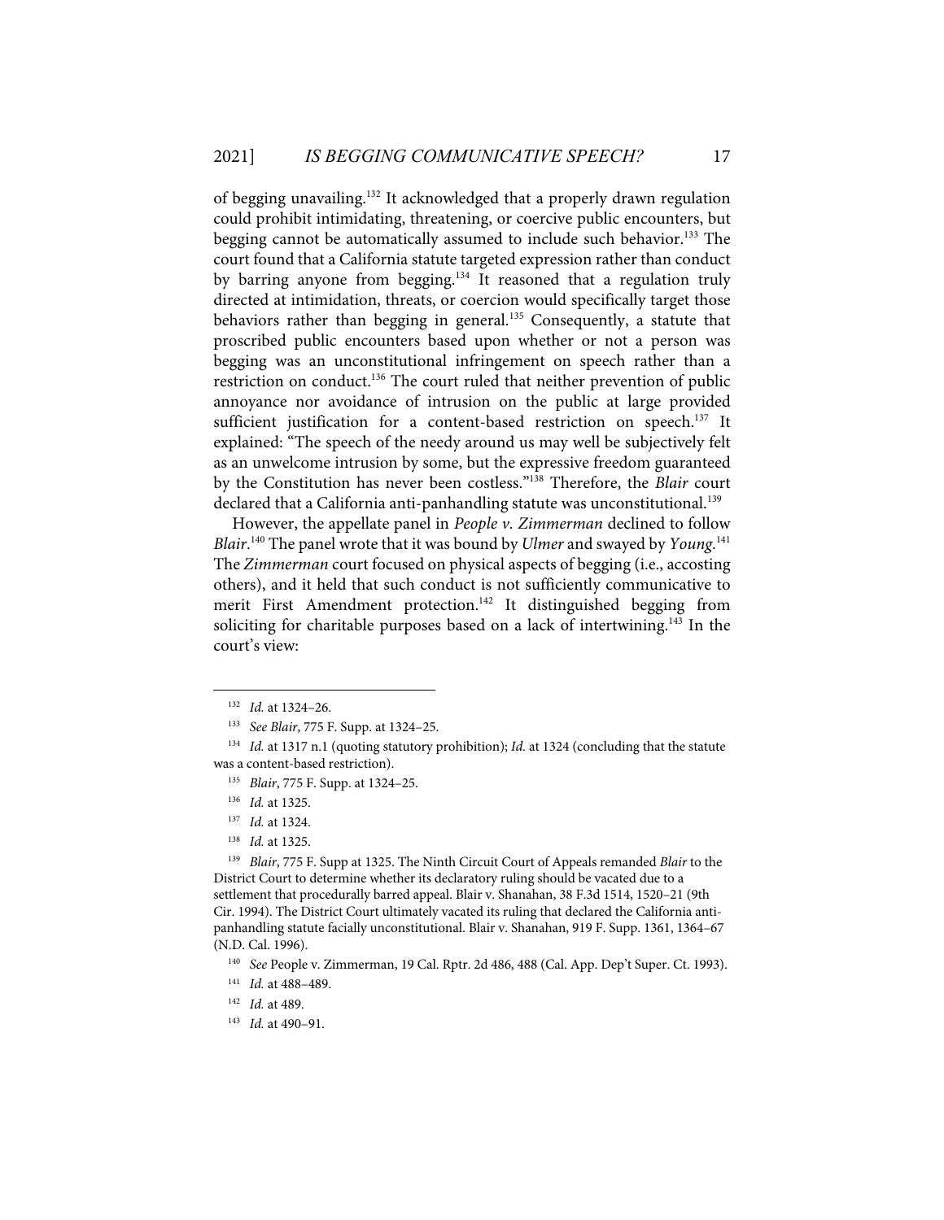of begging unavailing.[132] It acknowledged that a properly drawn regulation could prohibit intimidating, threatening, or coercive public encounters, but begging cannot be automatically assumed to include such behavior.[133] The court found that a California statute targeted expression rather than conduct by barring anyone from begging.[134] It reasoned that a regulation truly directed at intimidation, threats, or coercion would specifically target those behaviors rather than begging in general.[135] Consequently, a statute that proscribed public encounters based upon whether or not a person was begging was an unconstitutional infringement on speech rather than a restriction on conduct.[136] The court ruled that neither prevention of public annoyance nor avoidance of intrusion on the public at large provided sufficient justification for a content-based restriction on speech.[137] It explained: "The speech of the needy around us may well be subjectively felt as an unwelcome intrusion by some, but the expressive freedom guaranteed by the Constitution has never been costless."[138] Therefore, the *Blair* court declared that a California anti-panhandling statute was unconstitutional.[139]

However, the appellate panel in *People v. Zimmerman* declined to follow *Blair*.[140] The panel wrote that it was bound by *Ulmer* and swayed by *Young*.[141] The *Zimmerman* court focused on physical aspects of begging (i.e., accosting others), and it held that such conduct is not sufficiently communicative to merit First Amendment protection.[142] It distinguished begging from soliciting for charitable purposes based on a lack of intertwining.[143] In the court's view:

---

[132] *Id.* at 1324–26.

[133] *See Blair*, 775 F. Supp. at 1324–25.

[134] *Id.* at 1317 n.1 (quoting statutory prohibition); *Id.* at 1324 (concluding that the statute was a content-based restriction).

[135] *Blair*, 775 F. Supp. at 1324–25.

[136] *Id.* at 1325.

[137] *Id.* at 1324.

[138] *Id.* at 1325.

[139] *Blair*, 775 F. Supp at 1325. The Ninth Circuit Court of Appeals remanded *Blair* to the District Court to determine whether its declaratory ruling should be vacated due to a settlement that procedurally barred appeal. Blair v. Shanahan, 38 F.3d 1514, 1520–21 (9th Cir. 1994). The District Court ultimately vacated its ruling that declared the California anti-panhandling statute facially unconstitutional. Blair v. Shanahan, 919 F. Supp. 1361, 1364–67 (N.D. Cal. 1996).

[140] *See* People v. Zimmerman, 19 Cal. Rptr. 2d 486, 488 (Cal. App. Dep't Super. Ct. 1993).

[141] *Id.* at 488–489.

[142] *Id.* at 489.

[143] *Id.* at 490–91.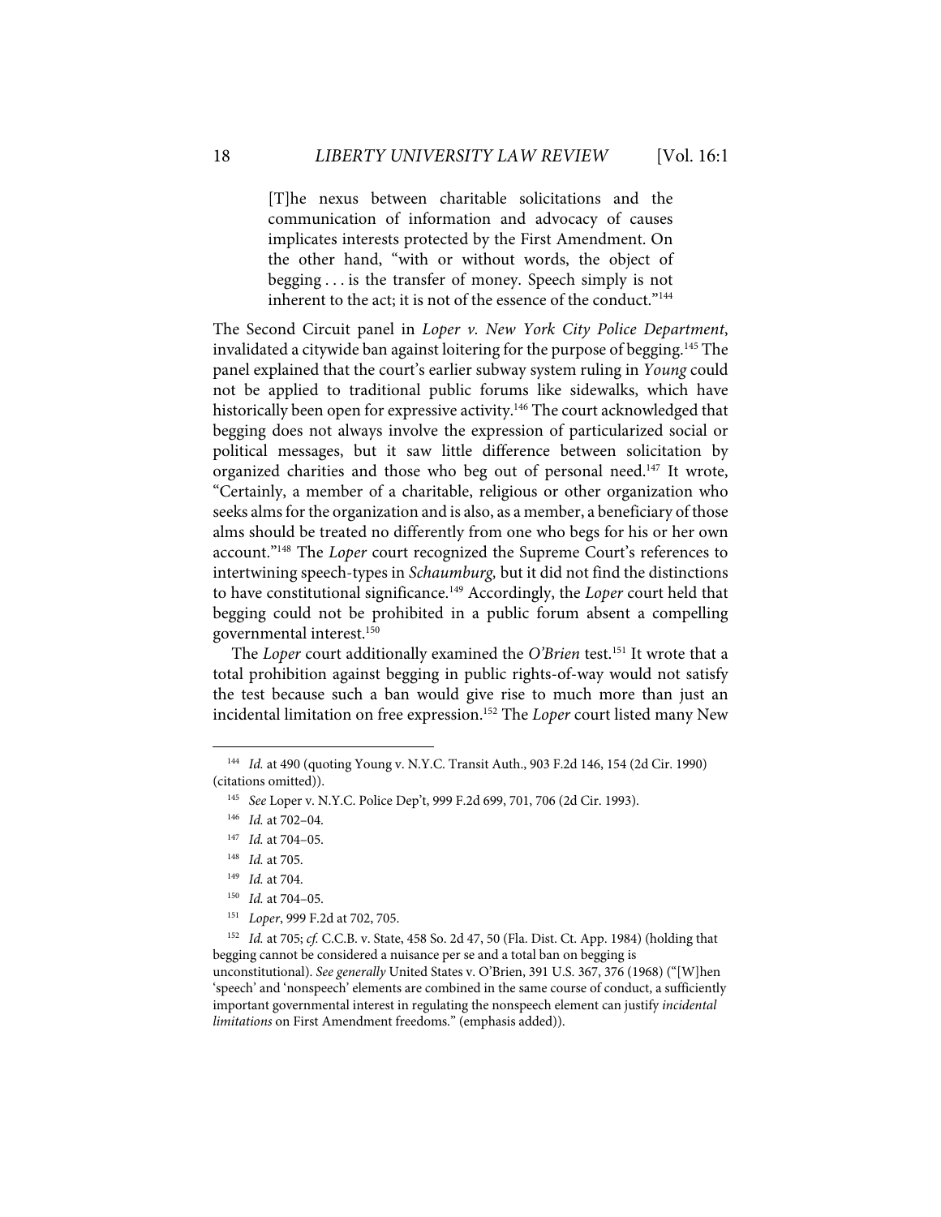> [T]he nexus between charitable solicitations and the communication of information and advocacy of causes implicates interests protected by the First Amendment. On the other hand, "with or without words, the object of begging . . . is the transfer of money. Speech simply is not inherent to the act; it is not of the essence of the conduct."[144]

The Second Circuit panel in *Loper v. New York City Police Department*, invalidated a citywide ban against loitering for the purpose of begging.[145] The panel explained that the court's earlier subway system ruling in *Young* could not be applied to traditional public forums like sidewalks, which have historically been open for expressive activity.[146] The court acknowledged that begging does not always involve the expression of particularized social or political messages, but it saw little difference between solicitation by organized charities and those who beg out of personal need.[147] It wrote, "Certainly, a member of a charitable, religious or other organization who seeks alms for the organization and is also, as a member, a beneficiary of those alms should be treated no differently from one who begs for his or her own account."[148] The *Loper* court recognized the Supreme Court's references to intertwining speech-types in *Schaumburg,* but it did not find the distinctions to have constitutional significance.[149] Accordingly, the *Loper* court held that begging could not be prohibited in a public forum absent a compelling governmental interest.[150]

The *Loper* court additionally examined the *O'Brien* test.[151] It wrote that a total prohibition against begging in public rights-of-way would not satisfy the test because such a ban would give rise to much more than just an incidental limitation on free expression.[152] The *Loper* court listed many New

---

[144] *Id.* at 490 (quoting Young v. N.Y.C. Transit Auth., 903 F.2d 146, 154 (2d Cir. 1990) (citations omitted)).

[145] *See* Loper v. N.Y.C. Police Dep't, 999 F.2d 699, 701, 706 (2d Cir. 1993).

[146] *Id.* at 702–04.

[147] *Id.* at 704–05.

[148] *Id.* at 705.

[149] *Id.* at 704.

[150] *Id.* at 704–05.

[151] *Loper*, 999 F.2d at 702, 705.

[152] *Id.* at 705; *cf.* C.C.B. v. State, 458 So. 2d 47, 50 (Fla. Dist. Ct. App. 1984) (holding that begging cannot be considered a nuisance per se and a total ban on begging is unconstitutional). *See generally* United States v. O'Brien, 391 U.S. 367, 376 (1968) ("[W]hen 'speech' and 'nonspeech' elements are combined in the same course of conduct, a sufficiently important governmental interest in regulating the nonspeech element can justify *incidental limitations* on First Amendment freedoms." (emphasis added)).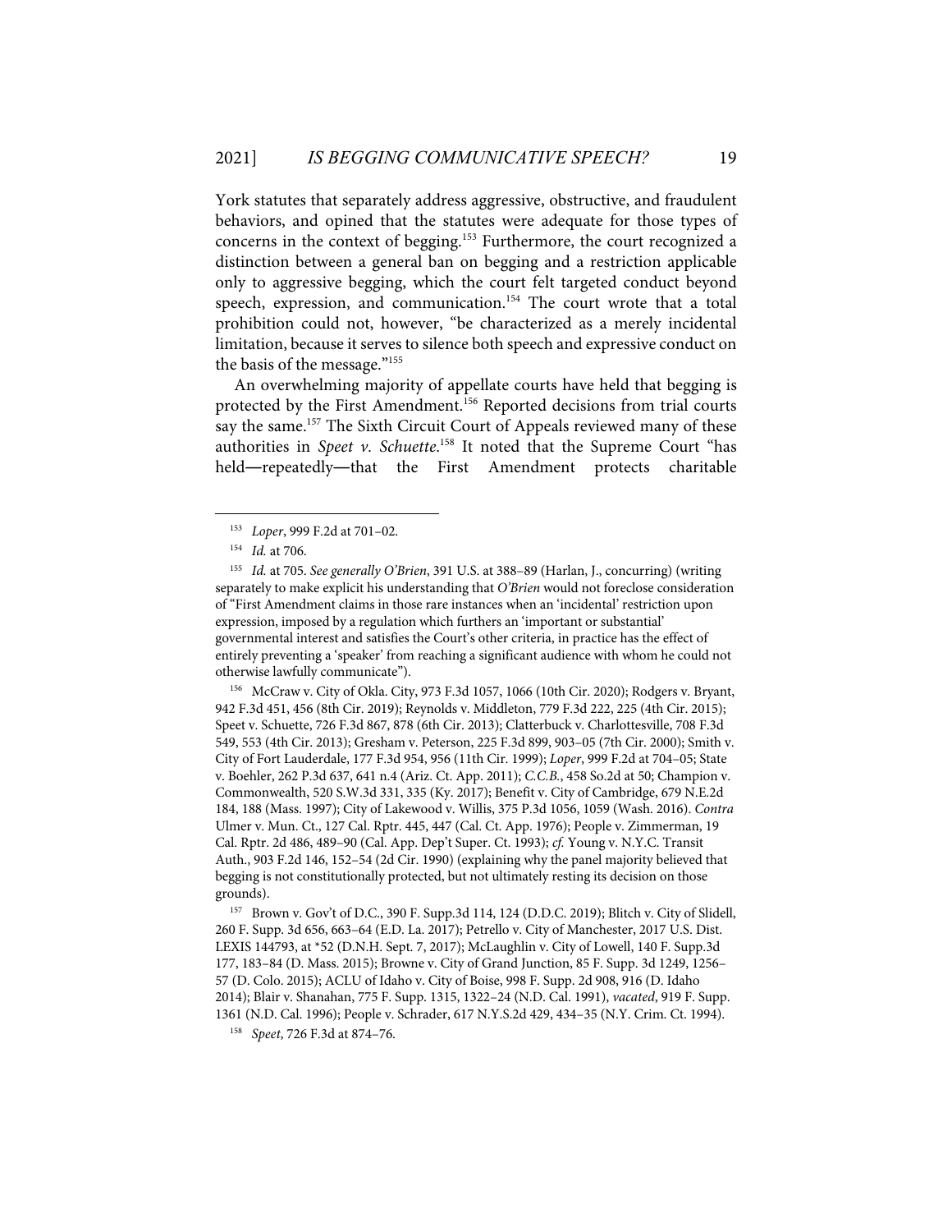York statutes that separately address aggressive, obstructive, and fraudulent behaviors, and opined that the statutes were adequate for those types of concerns in the context of begging.[153] Furthermore, the court recognized a distinction between a general ban on begging and a restriction applicable only to aggressive begging, which the court felt targeted conduct beyond speech, expression, and communication.[154] The court wrote that a total prohibition could not, however, "be characterized as a merely incidental limitation, because it serves to silence both speech and expressive conduct on the basis of the message."[155]

An overwhelming majority of appellate courts have held that begging is protected by the First Amendment.[156] Reported decisions from trial courts say the same.[157] The Sixth Circuit Court of Appeals reviewed many of these authorities in *Speet v. Schuette*.[158] It noted that the Supreme Court "has held—repeatedly—that the First Amendment protects charitable

---

[153] *Loper*, 999 F.2d at 701–02.

[154] *Id.* at 706.

[155] *Id.* at 705. *See generally O'Brien*, 391 U.S. at 388–89 (Harlan, J., concurring) (writing separately to make explicit his understanding that *O'Brien* would not foreclose consideration of "First Amendment claims in those rare instances when an 'incidental' restriction upon expression, imposed by a regulation which furthers an 'important or substantial' governmental interest and satisfies the Court's other criteria, in practice has the effect of entirely preventing a 'speaker' from reaching a significant audience with whom he could not otherwise lawfully communicate").

[156] McCraw v. City of Okla. City, 973 F.3d 1057, 1066 (10th Cir. 2020); Rodgers v. Bryant, 942 F.3d 451, 456 (8th Cir. 2019); Reynolds v. Middleton, 779 F.3d 222, 225 (4th Cir. 2015); Speet v. Schuette, 726 F.3d 867, 878 (6th Cir. 2013); Clatterbuck v. Charlottesville, 708 F.3d 549, 553 (4th Cir. 2013); Gresham v. Peterson, 225 F.3d 899, 903–05 (7th Cir. 2000); Smith v. City of Fort Lauderdale, 177 F.3d 954, 956 (11th Cir. 1999); *Loper*, 999 F.2d at 704–05; State v. Boehler, 262 P.3d 637, 641 n.4 (Ariz. Ct. App. 2011); *C.C.B.*, 458 So.2d at 50; Champion v. Commonwealth, 520 S.W.3d 331, 335 (Ky. 2017); Benefit v. City of Cambridge, 679 N.E.2d 184, 188 (Mass. 1997); City of Lakewood v. Willis, 375 P.3d 1056, 1059 (Wash. 2016). *Contra* Ulmer v. Mun. Ct., 127 Cal. Rptr. 445, 447 (Cal. Ct. App. 1976); People v. Zimmerman, 19 Cal. Rptr. 2d 486, 489–90 (Cal. App. Dep't Super. Ct. 1993); *cf.* Young v. N.Y.C. Transit Auth., 903 F.2d 146, 152–54 (2d Cir. 1990) (explaining why the panel majority believed that begging is not constitutionally protected, but not ultimately resting its decision on those grounds).

[157] Brown v. Gov't of D.C., 390 F. Supp.3d 114, 124 (D.D.C. 2019); Blitch v. City of Slidell, 260 F. Supp. 3d 656, 663–64 (E.D. La. 2017); Petrello v. City of Manchester, 2017 U.S. Dist. LEXIS 144793, at *52 (D.N.H. Sept. 7, 2017); McLaughlin v. City of Lowell, 140 F. Supp.3d 177, 183–84 (D. Mass. 2015); Browne v. City of Grand Junction, 85 F. Supp. 3d 1249, 1256–57 (D. Colo. 2015); ACLU of Idaho v. City of Boise, 998 F. Supp. 2d 908, 916 (D. Idaho 2014); Blair v. Shanahan, 775 F. Supp. 1315, 1322–24 (N.D. Cal. 1991), *vacated*, 919 F. Supp. 1361 (N.D. Cal. 1996); People v. Schrader, 617 N.Y.S.2d 429, 434–35 (N.Y. Crim. Ct. 1994).

[158] *Speet*, 726 F.3d at 874–76.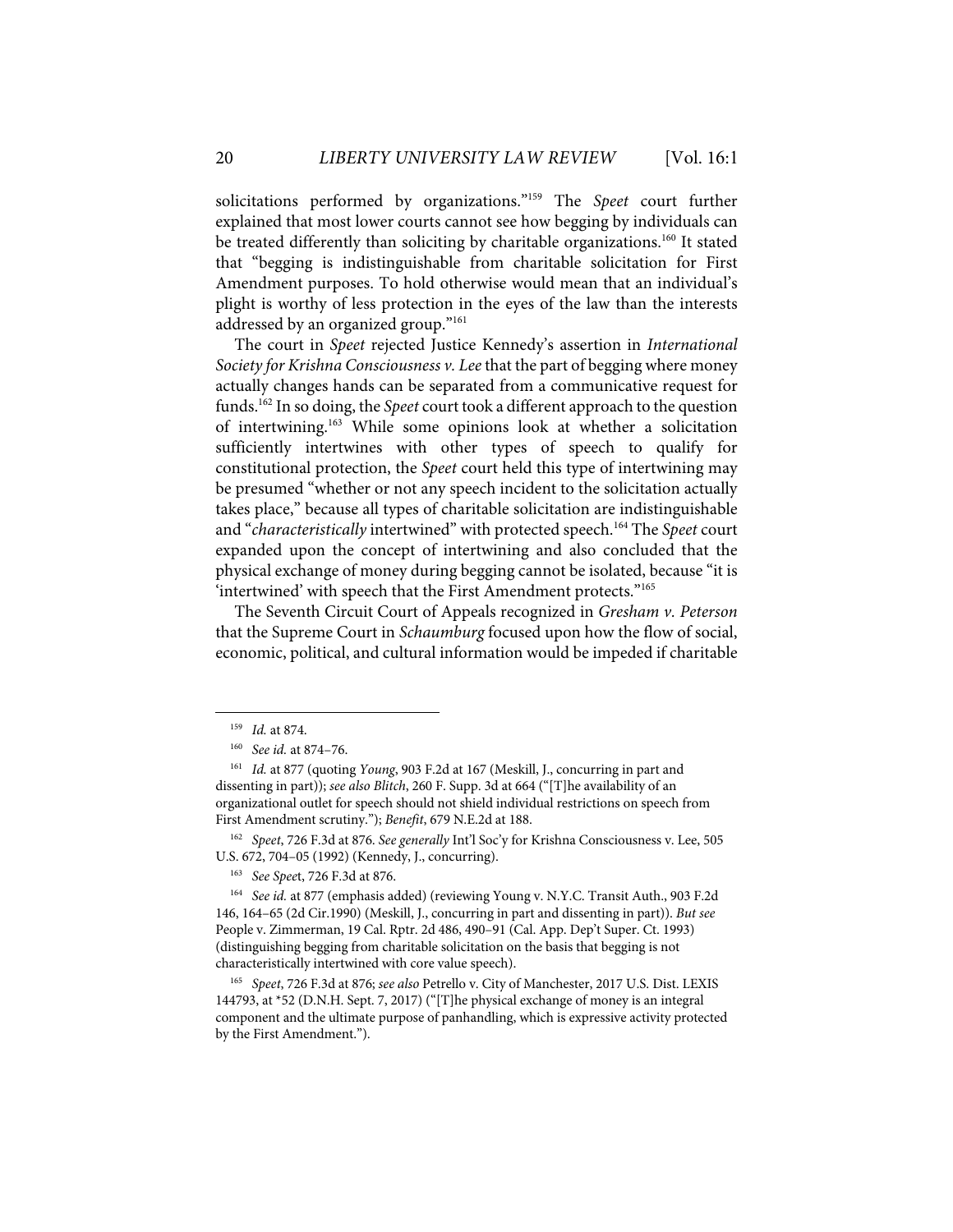solicitations performed by organizations."[159] The *Speet* court further explained that most lower courts cannot see how begging by individuals can be treated differently than soliciting by charitable organizations.[160] It stated that "begging is indistinguishable from charitable solicitation for First Amendment purposes. To hold otherwise would mean that an individual's plight is worthy of less protection in the eyes of the law than the interests addressed by an organized group."[161]

The court in *Speet* rejected Justice Kennedy's assertion in *International Society for Krishna Consciousness v. Lee* that the part of begging where money actually changes hands can be separated from a communicative request for funds.[162] In so doing, the *Speet* court took a different approach to the question of intertwining.[163] While some opinions look at whether a solicitation sufficiently intertwines with other types of speech to qualify for constitutional protection, the *Speet* court held this type of intertwining may be presumed "whether or not any speech incident to the solicitation actually takes place," because all types of charitable solicitation are indistinguishable and "*characteristically* intertwined" with protected speech.[164] The *Speet* court expanded upon the concept of intertwining and also concluded that the physical exchange of money during begging cannot be isolated, because "it is 'intertwined' with speech that the First Amendment protects."[165]

The Seventh Circuit Court of Appeals recognized in *Gresham v. Peterson* that the Supreme Court in *Schaumburg* focused upon how the flow of social, economic, political, and cultural information would be impeded if charitable

---

[159] *Id.* at 874.

[160] *See id.* at 874–76.

[161] *Id.* at 877 (quoting *Young*, 903 F.2d at 167 (Meskill, J., concurring in part and dissenting in part)); *see also Blitch*, 260 F. Supp. 3d at 664 ("[T]he availability of an organizational outlet for speech should not shield individual restrictions on speech from First Amendment scrutiny."); *Benefit*, 679 N.E.2d at 188.

[162] *Speet*, 726 F.3d at 876. *See generally* Int'l Soc'y for Krishna Consciousness v. Lee, 505 U.S. 672, 704–05 (1992) (Kennedy, J., concurring).

[163] *See Speet*, 726 F.3d at 876.

[164] *See id.* at 877 (emphasis added) (reviewing Young v. N.Y.C. Transit Auth., 903 F.2d 146, 164–65 (2d Cir.1990) (Meskill, J., concurring in part and dissenting in part)). *But see* People v. Zimmerman, 19 Cal. Rptr. 2d 486, 490–91 (Cal. App. Dep't Super. Ct. 1993) (distinguishing begging from charitable solicitation on the basis that begging is not characteristically intertwined with core value speech).

[165] *Speet*, 726 F.3d at 876; *see also* Petrello v. City of Manchester, 2017 U.S. Dist. LEXIS 144793, at *52 (D.N.H. Sept. 7, 2017) ("[T]he physical exchange of money is an integral component and the ultimate purpose of panhandling, which is expressive activity protected by the First Amendment.").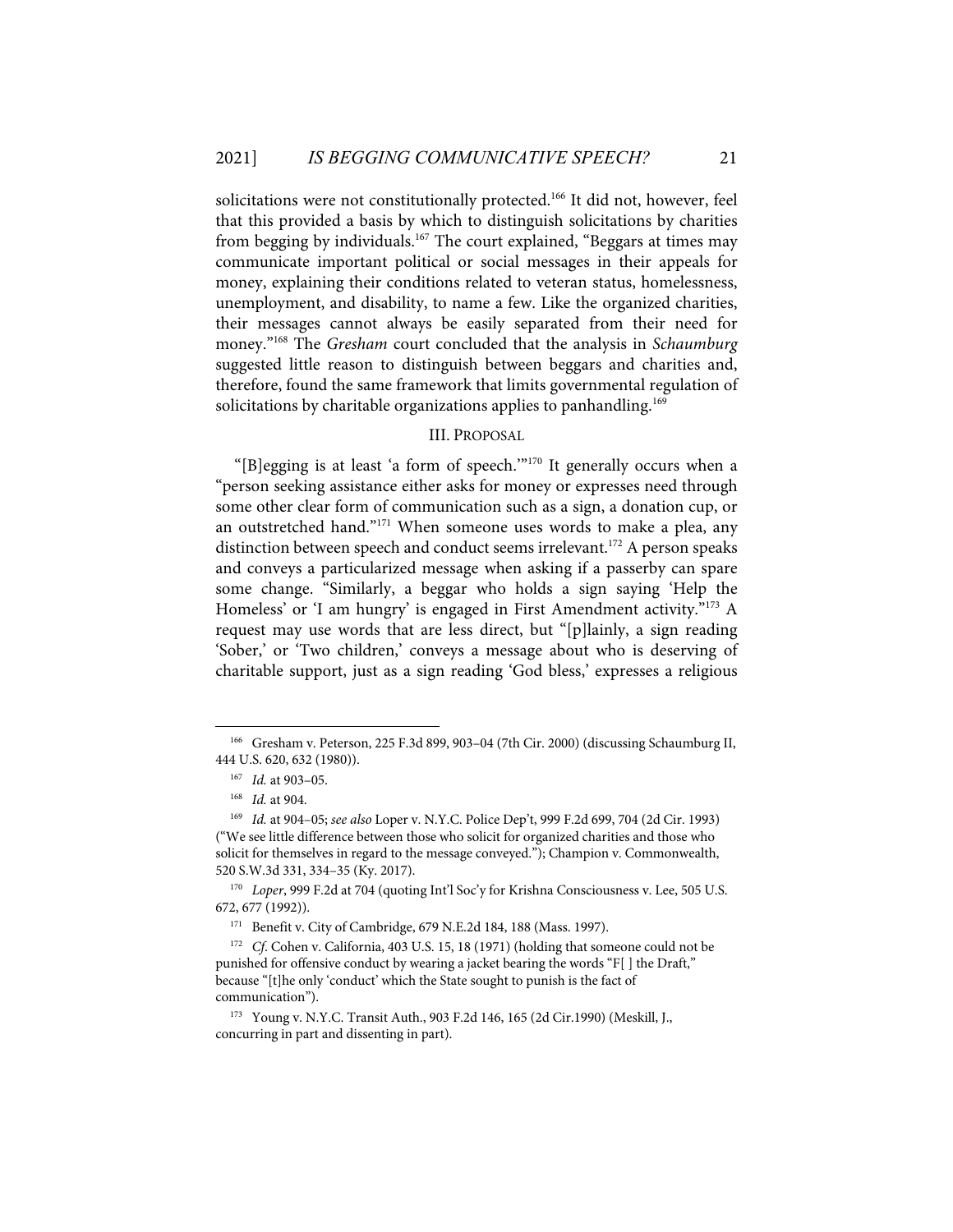solicitations were not constitutionally protected.[166] It did not, however, feel that this provided a basis by which to distinguish solicitations by charities from begging by individuals.[167] The court explained, "Beggars at times may communicate important political or social messages in their appeals for money, explaining their conditions related to veteran status, homelessness, unemployment, and disability, to name a few. Like the organized charities, their messages cannot always be easily separated from their need for money."[168] The *Gresham* court concluded that the analysis in *Schaumburg* suggested little reason to distinguish between beggars and charities and, therefore, found the same framework that limits governmental regulation of solicitations by charitable organizations applies to panhandling.[169]

## III. PROPOSAL

"[B]egging is at least 'a form of speech.'"[170] It generally occurs when a "person seeking assistance either asks for money or expresses need through some other clear form of communication such as a sign, a donation cup, or an outstretched hand."[171] When someone uses words to make a plea, any distinction between speech and conduct seems irrelevant.[172] A person speaks and conveys a particularized message when asking if a passerby can spare some change. "Similarly, a beggar who holds a sign saying 'Help the Homeless' or 'I am hungry' is engaged in First Amendment activity."[173] A request may use words that are less direct, but "[p]lainly, a sign reading 'Sober,' or 'Two children,' conveys a message about who is deserving of charitable support, just as a sign reading 'God bless,' expresses a religious

---

[166] Gresham v. Peterson, 225 F.3d 899, 903–04 (7th Cir. 2000) (discussing Schaumburg II, 444 U.S. 620, 632 (1980)).

[167] *Id.* at 903–05.

[168] *Id.* at 904.

[169] *Id.* at 904–05; *see also* Loper v. N.Y.C. Police Dep't, 999 F.2d 699, 704 (2d Cir. 1993) ("We see little difference between those who solicit for organized charities and those who solicit for themselves in regard to the message conveyed."); Champion v. Commonwealth, 520 S.W.3d 331, 334–35 (Ky. 2017).

[170] *Loper*, 999 F.2d at 704 (quoting Int'l Soc'y for Krishna Consciousness v. Lee, 505 U.S. 672, 677 (1992)).

[171] Benefit v. City of Cambridge, 679 N.E.2d 184, 188 (Mass. 1997).

[172] *Cf.* Cohen v. California, 403 U.S. 15, 18 (1971) (holding that someone could not be punished for offensive conduct by wearing a jacket bearing the words "F[ ] the Draft," because "[t]he only 'conduct' which the State sought to punish is the fact of communication").

[173] Young v. N.Y.C. Transit Auth., 903 F.2d 146, 165 (2d Cir.1990) (Meskill, J., concurring in part and dissenting in part).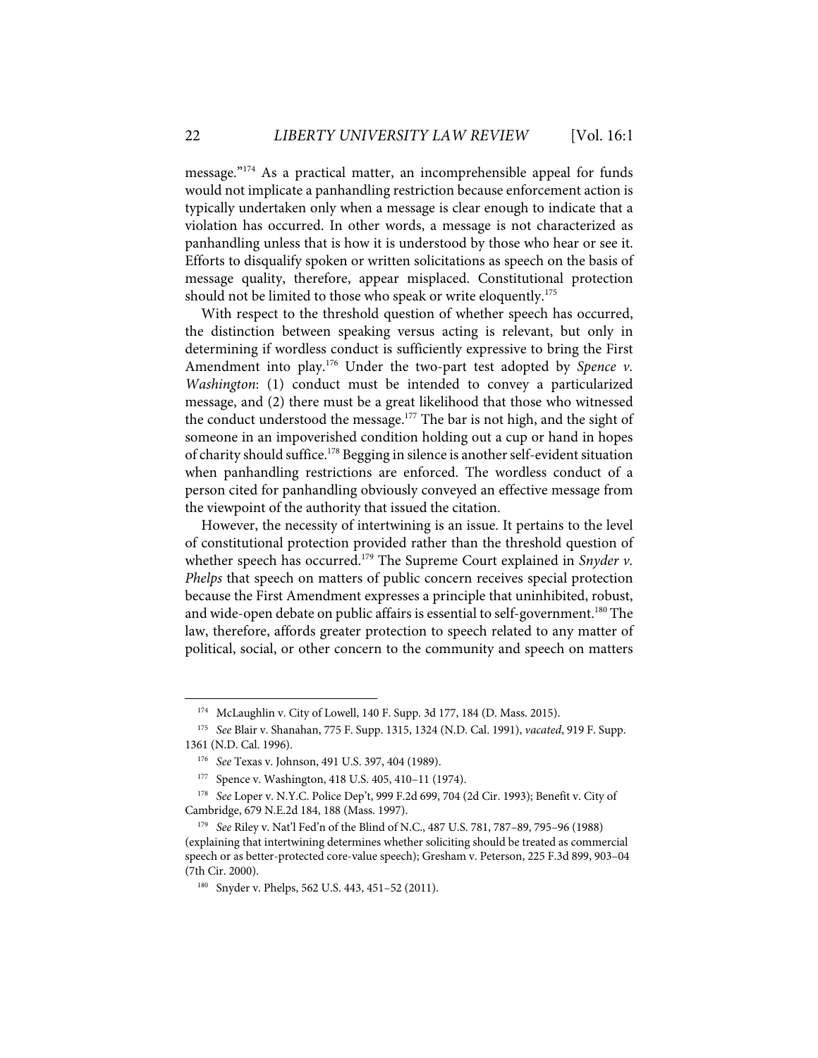message."[174] As a practical matter, an incomprehensible appeal for funds would not implicate a panhandling restriction because enforcement action is typically undertaken only when a message is clear enough to indicate that a violation has occurred. In other words, a message is not characterized as panhandling unless that is how it is understood by those who hear or see it. Efforts to disqualify spoken or written solicitations as speech on the basis of message quality, therefore, appear misplaced. Constitutional protection should not be limited to those who speak or write eloquently.[175]

With respect to the threshold question of whether speech has occurred, the distinction between speaking versus acting is relevant, but only in determining if wordless conduct is sufficiently expressive to bring the First Amendment into play.[176] Under the two-part test adopted by *Spence v. Washington*: (1) conduct must be intended to convey a particularized message, and (2) there must be a great likelihood that those who witnessed the conduct understood the message.[177] The bar is not high, and the sight of someone in an impoverished condition holding out a cup or hand in hopes of charity should suffice.[178] Begging in silence is another self-evident situation when panhandling restrictions are enforced. The wordless conduct of a person cited for panhandling obviously conveyed an effective message from the viewpoint of the authority that issued the citation.

However, the necessity of intertwining is an issue. It pertains to the level of constitutional protection provided rather than the threshold question of whether speech has occurred.[179] The Supreme Court explained in *Snyder v. Phelps* that speech on matters of public concern receives special protection because the First Amendment expresses a principle that uninhibited, robust, and wide-open debate on public affairs is essential to self-government.[180] The law, therefore, affords greater protection to speech related to any matter of political, social, or other concern to the community and speech on matters

---

[174] McLaughlin v. City of Lowell, 140 F. Supp. 3d 177, 184 (D. Mass. 2015).

[175] *See* Blair v. Shanahan, 775 F. Supp. 1315, 1324 (N.D. Cal. 1991), *vacated*, 919 F. Supp. 1361 (N.D. Cal. 1996).

[176] *See* Texas v. Johnson, 491 U.S. 397, 404 (1989).

[177] Spence v. Washington, 418 U.S. 405, 410–11 (1974).

[178] *See* Loper v. N.Y.C. Police Dep't, 999 F.2d 699, 704 (2d Cir. 1993); Benefit v. City of Cambridge, 679 N.E.2d 184, 188 (Mass. 1997).

[179] *See* Riley v. Nat'l Fed'n of the Blind of N.C., 487 U.S. 781, 787–89, 795–96 (1988) (explaining that intertwining determines whether soliciting should be treated as commercial speech or as better-protected core-value speech); Gresham v. Peterson, 225 F.3d 899, 903–04 (7th Cir. 2000).

[180] Snyder v. Phelps, 562 U.S. 443, 451–52 (2011).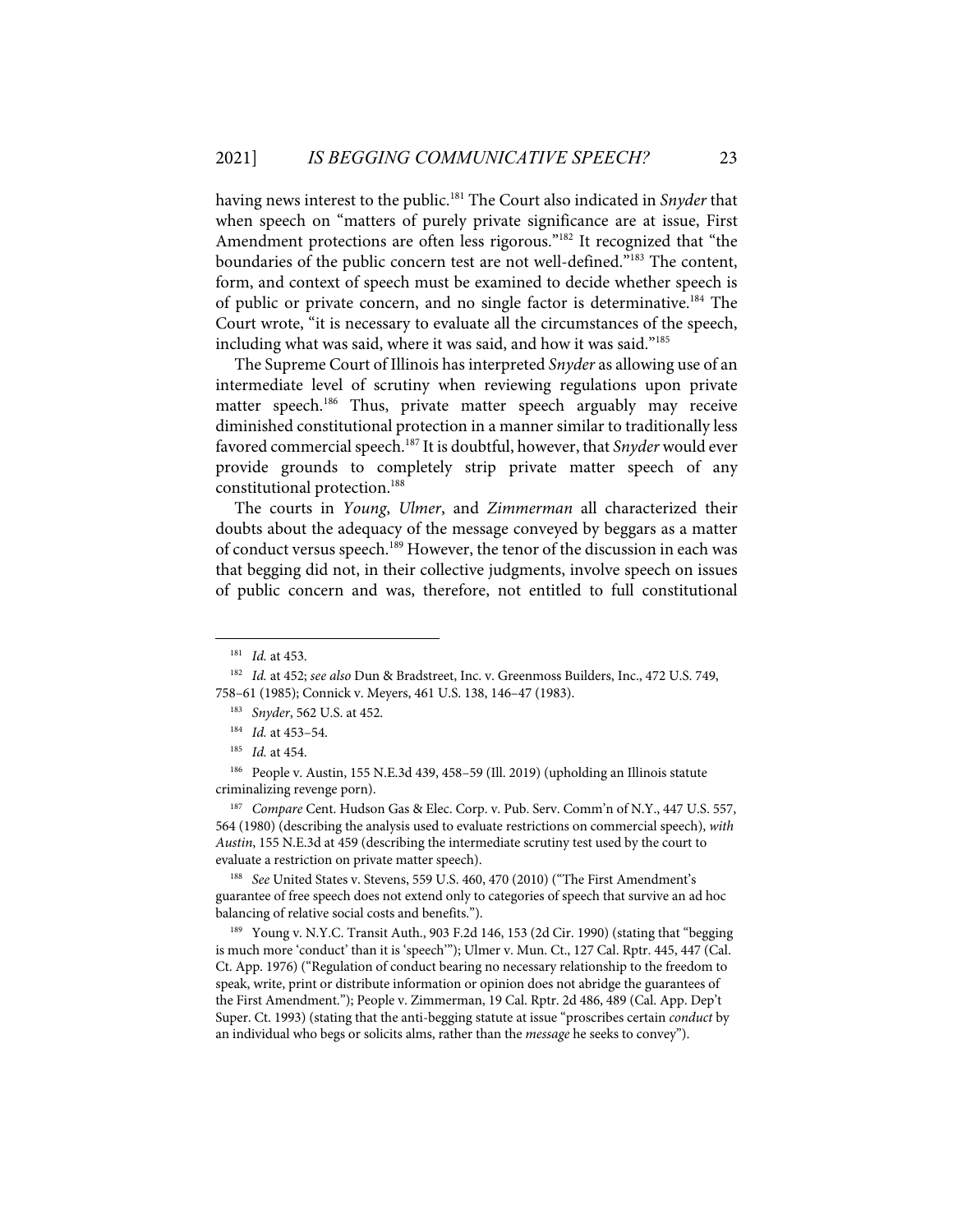having news interest to the public.[181] The Court also indicated in *Snyder* that when speech on "matters of purely private significance are at issue, First Amendment protections are often less rigorous."[182] It recognized that "the boundaries of the public concern test are not well-defined."[183] The content, form, and context of speech must be examined to decide whether speech is of public or private concern, and no single factor is determinative.[184] The Court wrote, "it is necessary to evaluate all the circumstances of the speech, including what was said, where it was said, and how it was said."[185]

The Supreme Court of Illinois has interpreted *Snyder* as allowing use of an intermediate level of scrutiny when reviewing regulations upon private matter speech.[186] Thus, private matter speech arguably may receive diminished constitutional protection in a manner similar to traditionally less favored commercial speech.[187] It is doubtful, however, that *Snyder* would ever provide grounds to completely strip private matter speech of any constitutional protection.[188]

The courts in *Young*, *Ulmer*, and *Zimmerman* all characterized their doubts about the adequacy of the message conveyed by beggars as a matter of conduct versus speech.[189] However, the tenor of the discussion in each was that begging did not, in their collective judgments, involve speech on issues of public concern and was, therefore, not entitled to full constitutional

---

[181] *Id.* at 453.

[182] *Id.* at 452; *see also* Dun & Bradstreet, Inc. v. Greenmoss Builders, Inc., 472 U.S. 749, 758–61 (1985); Connick v. Meyers, 461 U.S. 138, 146–47 (1983).

[183] *Snyder*, 562 U.S. at 452.

[184] *Id.* at 453–54.

[185] *Id.* at 454.

[186] People v. Austin, 155 N.E.3d 439, 458–59 (Ill. 2019) (upholding an Illinois statute criminalizing revenge porn).

[187] *Compare* Cent. Hudson Gas & Elec. Corp. v. Pub. Serv. Comm'n of N.Y., 447 U.S. 557, 564 (1980) (describing the analysis used to evaluate restrictions on commercial speech), *with* *Austin*, 155 N.E.3d at 459 (describing the intermediate scrutiny test used by the court to evaluate a restriction on private matter speech).

[188] *See* United States v. Stevens, 559 U.S. 460, 470 (2010) ("The First Amendment's guarantee of free speech does not extend only to categories of speech that survive an ad hoc balancing of relative social costs and benefits.").

[189] Young v. N.Y.C. Transit Auth., 903 F.2d 146, 153 (2d Cir. 1990) (stating that "begging is much more 'conduct' than it is 'speech'"); Ulmer v. Mun. Ct., 127 Cal. Rptr. 445, 447 (Cal. Ct. App. 1976) ("Regulation of conduct bearing no necessary relationship to the freedom to speak, write, print or distribute information or opinion does not abridge the guarantees of the First Amendment."); People v. Zimmerman, 19 Cal. Rptr. 2d 486, 489 (Cal. App. Dep't Super. Ct. 1993) (stating that the anti-begging statute at issue "proscribes certain *conduct* by an individual who begs or solicits alms, rather than the *message* he seeks to convey").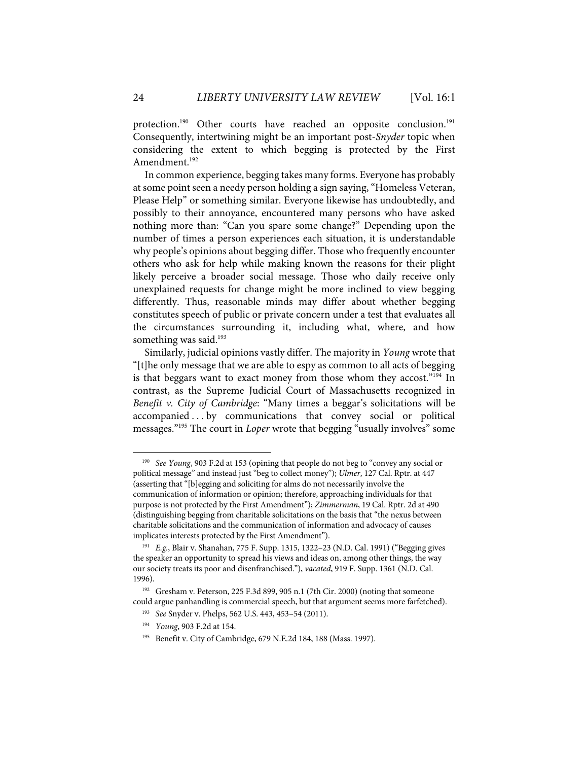protection.[190] Other courts have reached an opposite conclusion.[191] Consequently, intertwining might be an important post-*Snyder* topic when considering the extent to which begging is protected by the First Amendment.[192]

In common experience, begging takes many forms. Everyone has probably at some point seen a needy person holding a sign saying, "Homeless Veteran, Please Help" or something similar. Everyone likewise has undoubtedly, and possibly to their annoyance, encountered many persons who have asked nothing more than: "Can you spare some change?" Depending upon the number of times a person experiences each situation, it is understandable why people's opinions about begging differ. Those who frequently encounter others who ask for help while making known the reasons for their plight likely perceive a broader social message. Those who daily receive only unexplained requests for change might be more inclined to view begging differently. Thus, reasonable minds may differ about whether begging constitutes speech of public or private concern under a test that evaluates all the circumstances surrounding it, including what, where, and how something was said.[193]

Similarly, judicial opinions vastly differ. The majority in *Young* wrote that "[t]he only message that we are able to espy as common to all acts of begging is that beggars want to exact money from those whom they accost."[194] In contrast, as the Supreme Judicial Court of Massachusetts recognized in *Benefit v. City of Cambridge*: "Many times a beggar's solicitations will be accompanied . . . by communications that convey social or political messages."[195] The court in *Loper* wrote that begging "usually involves" some

---

[190] *See Young*, 903 F.2d at 153 (opining that people do not beg to "convey any social or political message" and instead just "beg to collect money"); *Ulmer*, 127 Cal. Rptr. at 447 (asserting that "[b]egging and soliciting for alms do not necessarily involve the communication of information or opinion; therefore, approaching individuals for that purpose is not protected by the First Amendment"); *Zimmerman*, 19 Cal. Rptr. 2d at 490 (distinguishing begging from charitable solicitations on the basis that "the nexus between charitable solicitations and the communication of information and advocacy of causes implicates interests protected by the First Amendment").

[191] *E.g.*, Blair v. Shanahan, 775 F. Supp. 1315, 1322–23 (N.D. Cal. 1991) ("Begging gives the speaker an opportunity to spread his views and ideas on, among other things, the way our society treats its poor and disenfranchised."), *vacated*, 919 F. Supp. 1361 (N.D. Cal. 1996).

[192] Gresham v. Peterson, 225 F.3d 899, 905 n.1 (7th Cir. 2000) (noting that someone could argue panhandling is commercial speech, but that argument seems more farfetched).

[193] *See* Snyder v. Phelps, 562 U.S. 443, 453–54 (2011).

[194] *Young*, 903 F.2d at 154.

[195] Benefit v. City of Cambridge, 679 N.E.2d 184, 188 (Mass. 1997).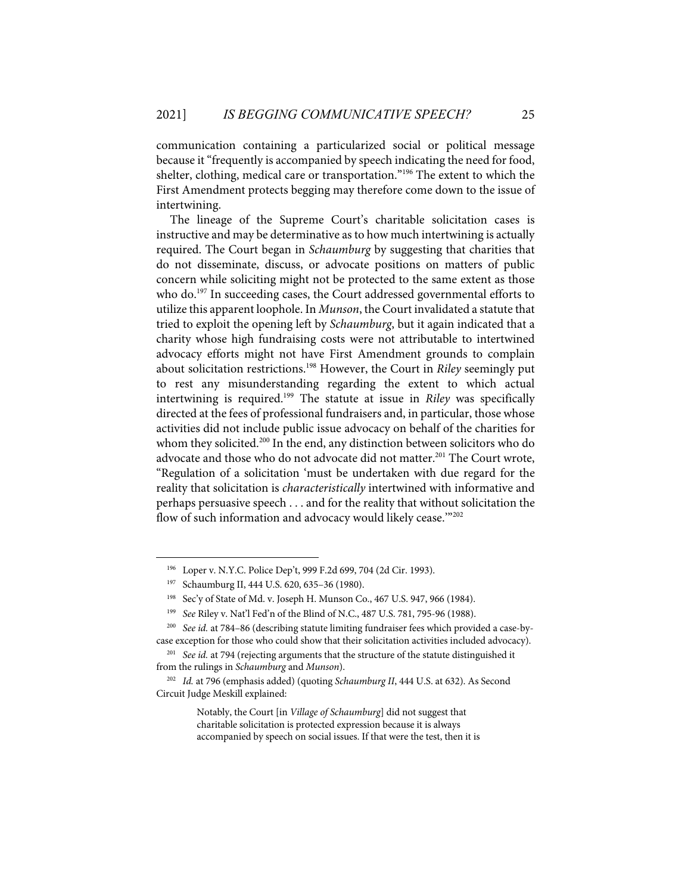communication containing a particularized social or political message because it "frequently is accompanied by speech indicating the need for food, shelter, clothing, medical care or transportation."[196] The extent to which the First Amendment protects begging may therefore come down to the issue of intertwining.

The lineage of the Supreme Court's charitable solicitation cases is instructive and may be determinative as to how much intertwining is actually required. The Court began in *Schaumburg* by suggesting that charities that do not disseminate, discuss, or advocate positions on matters of public concern while soliciting might not be protected to the same extent as those who do.[197] In succeeding cases, the Court addressed governmental efforts to utilize this apparent loophole. In *Munson*, the Court invalidated a statute that tried to exploit the opening left by *Schaumburg*, but it again indicated that a charity whose high fundraising costs were not attributable to intertwined advocacy efforts might not have First Amendment grounds to complain about solicitation restrictions.[198] However, the Court in *Riley* seemingly put to rest any misunderstanding regarding the extent to which actual intertwining is required.[199] The statute at issue in *Riley* was specifically directed at the fees of professional fundraisers and, in particular, those whose activities did not include public issue advocacy on behalf of the charities for whom they solicited.[200] In the end, any distinction between solicitors who do advocate and those who do not advocate did not matter.[201] The Court wrote, "Regulation of a solicitation 'must be undertaken with due regard for the reality that solicitation is *characteristically* intertwined with informative and perhaps persuasive speech . . . and for the reality that without solicitation the flow of such information and advocacy would likely cease.'"[202]

---

[196] Loper v. N.Y.C. Police Dep't, 999 F.2d 699, 704 (2d Cir. 1993).

[197] Schaumburg II, 444 U.S. 620, 635–36 (1980).

[198] Sec'y of State of Md. v. Joseph H. Munson Co., 467 U.S. 947, 966 (1984).

[199] *See* Riley v. Nat'l Fed'n of the Blind of N.C., 487 U.S. 781, 795-96 (1988).

[200] *See id.* at 784–86 (describing statute limiting fundraiser fees which provided a case-by-case exception for those who could show that their solicitation activities included advocacy).

[201] *See id.* at 794 (rejecting arguments that the structure of the statute distinguished it from the rulings in *Schaumburg* and *Munson*).

[202] *Id.* at 796 (emphasis added) (quoting *Schaumburg II*, 444 U.S. at 632). As Second Circuit Judge Meskill explained:

> Notably, the Court [in *Village of Schaumburg*] did not suggest that charitable solicitation is protected expression because it is always accompanied by speech on social issues. If that were the test, then it is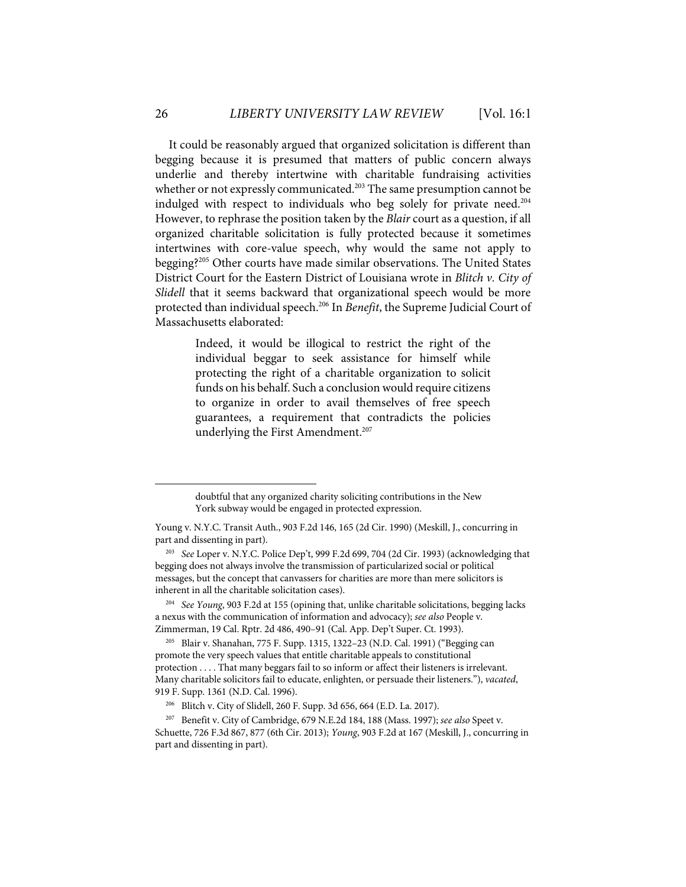It could be reasonably argued that organized solicitation is different than begging because it is presumed that matters of public concern always underlie and thereby intertwine with charitable fundraising activities whether or not expressly communicated.[203] The same presumption cannot be indulged with respect to individuals who beg solely for private need.[204] However, to rephrase the position taken by the *Blair* court as a question, if all organized charitable solicitation is fully protected because it sometimes intertwines with core-value speech, why would the same not apply to begging?[205] Other courts have made similar observations. The United States District Court for the Eastern District of Louisiana wrote in *Blitch v. City of Slidell* that it seems backward that organizational speech would be more protected than individual speech.[206] In *Benefit*, the Supreme Judicial Court of Massachusetts elaborated:

> Indeed, it would be illogical to restrict the right of the individual beggar to seek assistance for himself while protecting the right of a charitable organization to solicit funds on his behalf. Such a conclusion would require citizens to organize in order to avail themselves of free speech guarantees, a requirement that contradicts the policies underlying the First Amendment.[207]

---

> doubtful that any organized charity soliciting contributions in the New York subway would be engaged in protected expression.

Young v. N.Y.C. Transit Auth., 903 F.2d 146, 165 (2d Cir. 1990) (Meskill, J., concurring in part and dissenting in part).

[203] *See* Loper v. N.Y.C. Police Dep't, 999 F.2d 699, 704 (2d Cir. 1993) (acknowledging that begging does not always involve the transmission of particularized social or political messages, but the concept that canvassers for charities are more than mere solicitors is inherent in all the charitable solicitation cases).

[204] *See Young*, 903 F.2d at 155 (opining that, unlike charitable solicitations, begging lacks a nexus with the communication of information and advocacy); *see also* People v. Zimmerman, 19 Cal. Rptr. 2d 486, 490–91 (Cal. App. Dep't Super. Ct. 1993).

[205] Blair v. Shanahan, 775 F. Supp. 1315, 1322–23 (N.D. Cal. 1991) ("Begging can promote the very speech values that entitle charitable appeals to constitutional protection . . . . That many beggars fail to so inform or affect their listeners is irrelevant. Many charitable solicitors fail to educate, enlighten, or persuade their listeners."), *vacated*, 919 F. Supp. 1361 (N.D. Cal. 1996).

[206] Blitch v. City of Slidell, 260 F. Supp. 3d 656, 664 (E.D. La. 2017).

[207] Benefit v. City of Cambridge, 679 N.E.2d 184, 188 (Mass. 1997); *see also* Speet v. Schuette, 726 F.3d 867, 877 (6th Cir. 2013); *Young*, 903 F.2d at 167 (Meskill, J., concurring in part and dissenting in part).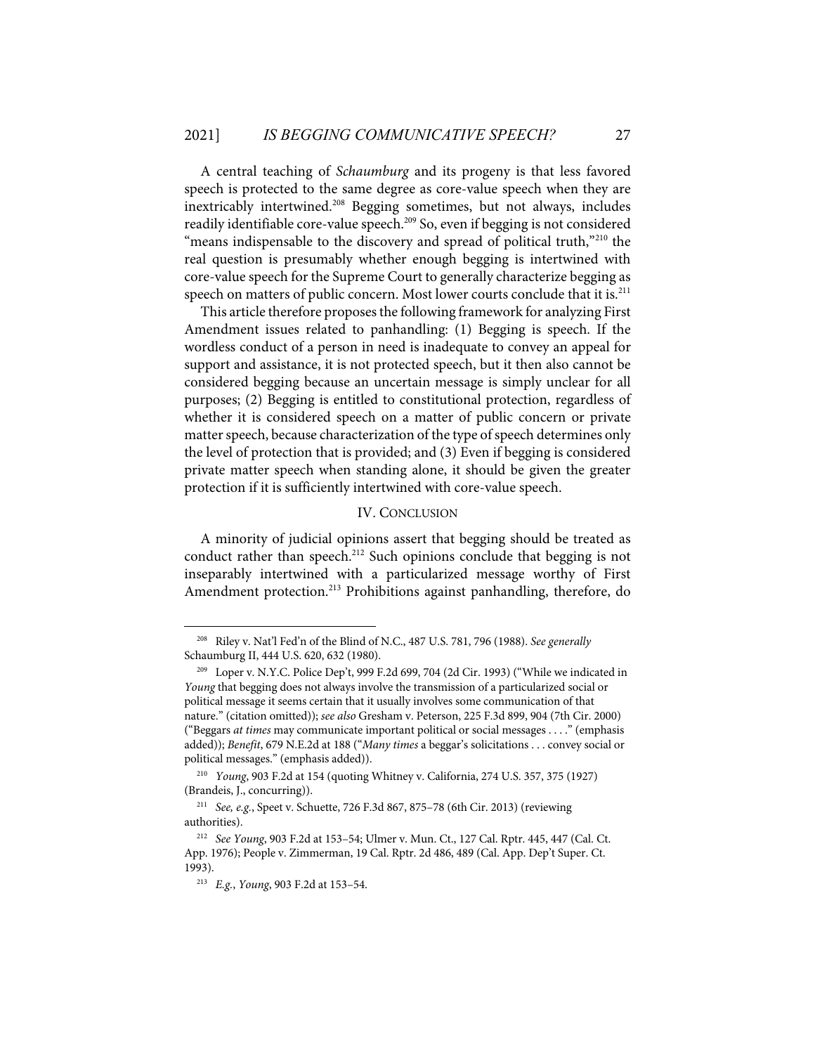A central teaching of *Schaumburg* and its progeny is that less favored speech is protected to the same degree as core-value speech when they are inextricably intertwined.[208] Begging sometimes, but not always, includes readily identifiable core-value speech.[209] So, even if begging is not considered "means indispensable to the discovery and spread of political truth,"[210] the real question is presumably whether enough begging is intertwined with core-value speech for the Supreme Court to generally characterize begging as speech on matters of public concern. Most lower courts conclude that it is.[211]

This article therefore proposes the following framework for analyzing First Amendment issues related to panhandling: (1) Begging is speech. If the wordless conduct of a person in need is inadequate to convey an appeal for support and assistance, it is not protected speech, but it then also cannot be considered begging because an uncertain message is simply unclear for all purposes; (2) Begging is entitled to constitutional protection, regardless of whether it is considered speech on a matter of public concern or private matter speech, because characterization of the type of speech determines only the level of protection that is provided; and (3) Even if begging is considered private matter speech when standing alone, it should be given the greater protection if it is sufficiently intertwined with core-value speech.

## IV. CONCLUSION

A minority of judicial opinions assert that begging should be treated as conduct rather than speech.[212] Such opinions conclude that begging is not inseparably intertwined with a particularized message worthy of First Amendment protection.[213] Prohibitions against panhandling, therefore, do

---

[208] Riley v. Nat'l Fed'n of the Blind of N.C., 487 U.S. 781, 796 (1988). *See generally* Schaumburg II, 444 U.S. 620, 632 (1980).

[209] Loper v. N.Y.C. Police Dep't, 999 F.2d 699, 704 (2d Cir. 1993) ("While we indicated in *Young* that begging does not always involve the transmission of a particularized social or political message it seems certain that it usually involves some communication of that nature." (citation omitted)); *see also* Gresham v. Peterson, 225 F.3d 899, 904 (7th Cir. 2000) ("Beggars *at times* may communicate important political or social messages . . . ." (emphasis added)); *Benefit*, 679 N.E.2d at 188 ("*Many times* a beggar's solicitations . . . convey social or political messages." (emphasis added)).

[210] *Young*, 903 F.2d at 154 (quoting Whitney v. California, 274 U.S. 357, 375 (1927) (Brandeis, J., concurring)).

[211] *See, e.g.*, Speet v. Schuette, 726 F.3d 867, 875–78 (6th Cir. 2013) (reviewing authorities).

[212] *See Young*, 903 F.2d at 153–54; Ulmer v. Mun. Ct., 127 Cal. Rptr. 445, 447 (Cal. Ct. App. 1976); People v. Zimmerman, 19 Cal. Rptr. 2d 486, 489 (Cal. App. Dep't Super. Ct. 1993).

[213] *E.g.*, *Young*, 903 F.2d at 153–54.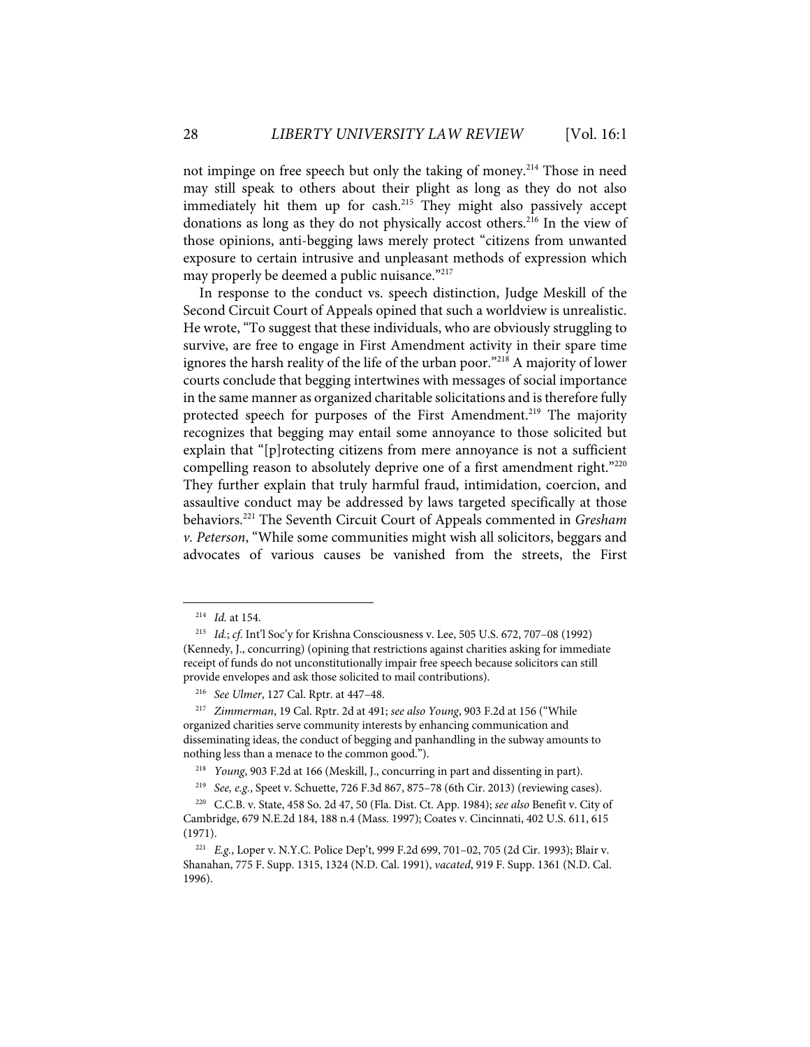not impinge on free speech but only the taking of money.[214] Those in need may still speak to others about their plight as long as they do not also immediately hit them up for cash.[215] They might also passively accept donations as long as they do not physically accost others.[216] In the view of those opinions, anti-begging laws merely protect "citizens from unwanted exposure to certain intrusive and unpleasant methods of expression which may properly be deemed a public nuisance."[217]

In response to the conduct vs. speech distinction, Judge Meskill of the Second Circuit Court of Appeals opined that such a worldview is unrealistic. He wrote, "To suggest that these individuals, who are obviously struggling to survive, are free to engage in First Amendment activity in their spare time ignores the harsh reality of the life of the urban poor."[218] A majority of lower courts conclude that begging intertwines with messages of social importance in the same manner as organized charitable solicitations and is therefore fully protected speech for purposes of the First Amendment.[219] The majority recognizes that begging may entail some annoyance to those solicited but explain that "[p]rotecting citizens from mere annoyance is not a sufficient compelling reason to absolutely deprive one of a first amendment right."[220] They further explain that truly harmful fraud, intimidation, coercion, and assaultive conduct may be addressed by laws targeted specifically at those behaviors.[221] The Seventh Circuit Court of Appeals commented in *Gresham v. Peterson*, "While some communities might wish all solicitors, beggars and advocates of various causes be vanished from the streets, the First

---

[214] *Id.* at 154.

[215] *Id.*; *cf.* Int'l Soc'y for Krishna Consciousness v. Lee, 505 U.S. 672, 707–08 (1992) (Kennedy, J., concurring) (opining that restrictions against charities asking for immediate receipt of funds do not unconstitutionally impair free speech because solicitors can still provide envelopes and ask those solicited to mail contributions).

[216] *See Ulmer*, 127 Cal. Rptr. at 447–48.

[217] *Zimmerman*, 19 Cal. Rptr. 2d at 491; *see also Young*, 903 F.2d at 156 ("While organized charities serve community interests by enhancing communication and disseminating ideas, the conduct of begging and panhandling in the subway amounts to nothing less than a menace to the common good.").

[218] *Young*, 903 F.2d at 166 (Meskill, J., concurring in part and dissenting in part).

[219] *See, e.g.*, Speet v. Schuette, 726 F.3d 867, 875–78 (6th Cir. 2013) (reviewing cases).

[220] C.C.B. v. State, 458 So. 2d 47, 50 (Fla. Dist. Ct. App. 1984); *see also* Benefit v. City of Cambridge, 679 N.E.2d 184, 188 n.4 (Mass. 1997); Coates v. Cincinnati, 402 U.S. 611, 615 (1971).

[221] *E.g.*, Loper v. N.Y.C. Police Dep't, 999 F.2d 699, 701–02, 705 (2d Cir. 1993); Blair v. Shanahan, 775 F. Supp. 1315, 1324 (N.D. Cal. 1991), *vacated*, 919 F. Supp. 1361 (N.D. Cal. 1996).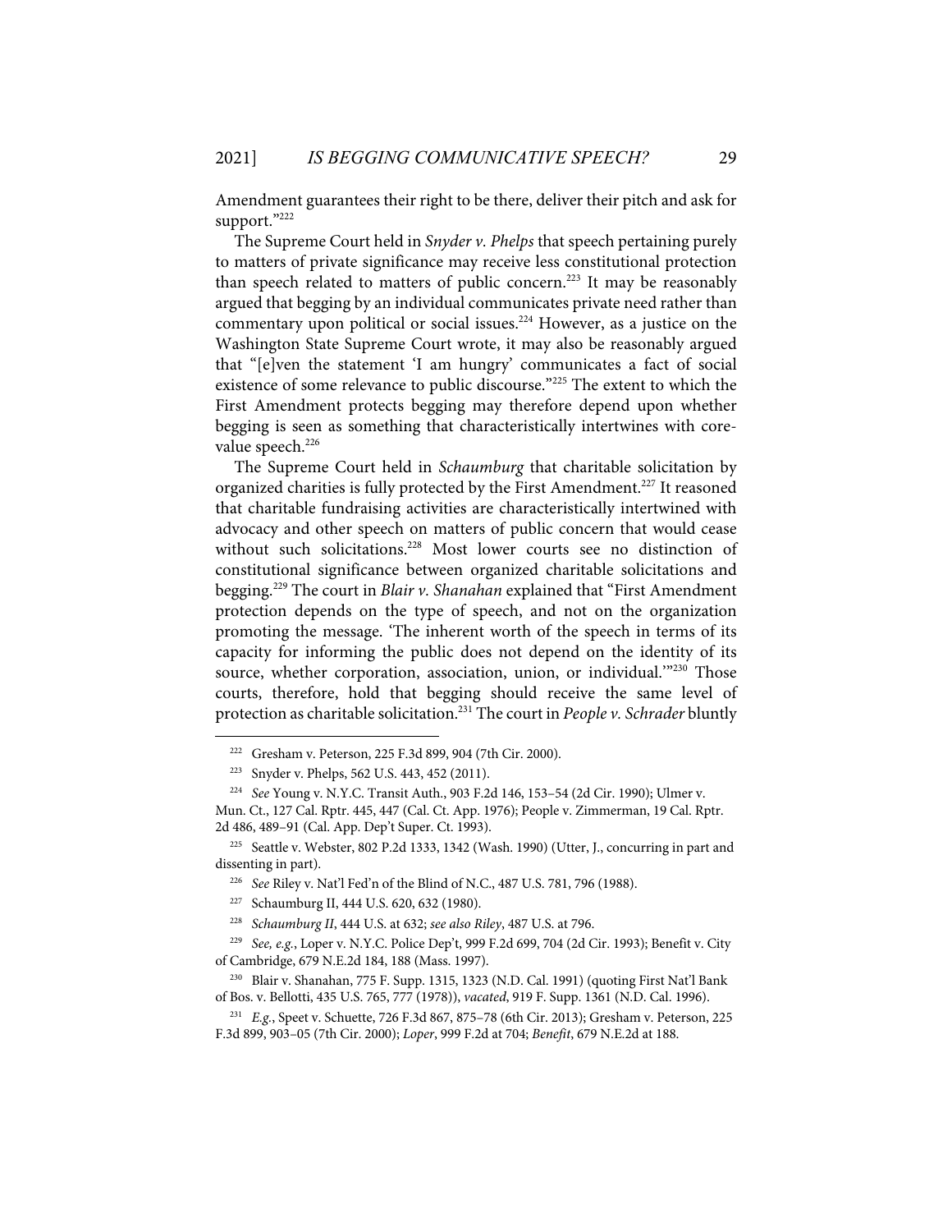Amendment guarantees their right to be there, deliver their pitch and ask for support."[222]

The Supreme Court held in *Snyder v. Phelps* that speech pertaining purely to matters of private significance may receive less constitutional protection than speech related to matters of public concern.[223] It may be reasonably argued that begging by an individual communicates private need rather than commentary upon political or social issues.[224] However, as a justice on the Washington State Supreme Court wrote, it may also be reasonably argued that "[e]ven the statement 'I am hungry' communicates a fact of social existence of some relevance to public discourse."[225] The extent to which the First Amendment protects begging may therefore depend upon whether begging is seen as something that characteristically intertwines with core-value speech.[226]

The Supreme Court held in *Schaumburg* that charitable solicitation by organized charities is fully protected by the First Amendment.[227] It reasoned that charitable fundraising activities are characteristically intertwined with advocacy and other speech on matters of public concern that would cease without such solicitations.[228] Most lower courts see no distinction of constitutional significance between organized charitable solicitations and begging.[229] The court in *Blair v. Shanahan* explained that "First Amendment protection depends on the type of speech, and not on the organization promoting the message. 'The inherent worth of the speech in terms of its capacity for informing the public does not depend on the identity of its source, whether corporation, association, union, or individual.'"[230] Those courts, therefore, hold that begging should receive the same level of protection as charitable solicitation.[231] The court in *People v. Schrader* bluntly

---

[222] Gresham v. Peterson, 225 F.3d 899, 904 (7th Cir. 2000).

[223] Snyder v. Phelps, 562 U.S. 443, 452 (2011).

[224] *See* Young v. N.Y.C. Transit Auth., 903 F.2d 146, 153–54 (2d Cir. 1990); Ulmer v. Mun. Ct., 127 Cal. Rptr. 445, 447 (Cal. Ct. App. 1976); People v. Zimmerman, 19 Cal. Rptr. 2d 486, 489–91 (Cal. App. Dep't Super. Ct. 1993).

[225] Seattle v. Webster, 802 P.2d 1333, 1342 (Wash. 1990) (Utter, J., concurring in part and dissenting in part).

[226] *See* Riley v. Nat'l Fed'n of the Blind of N.C., 487 U.S. 781, 796 (1988).

[227] Schaumburg II, 444 U.S. 620, 632 (1980).

[228] *Schaumburg II*, 444 U.S. at 632; *see also Riley*, 487 U.S. at 796.

[229] *See, e.g.*, Loper v. N.Y.C. Police Dep't, 999 F.2d 699, 704 (2d Cir. 1993); Benefit v. City of Cambridge, 679 N.E.2d 184, 188 (Mass. 1997).

[230] Blair v. Shanahan, 775 F. Supp. 1315, 1323 (N.D. Cal. 1991) (quoting First Nat'l Bank of Bos. v. Bellotti, 435 U.S. 765, 777 (1978)), *vacated*, 919 F. Supp. 1361 (N.D. Cal. 1996).

[231] *E.g.*, Speet v. Schuette, 726 F.3d 867, 875–78 (6th Cir. 2013); Gresham v. Peterson, 225 F.3d 899, 903–05 (7th Cir. 2000); *Loper*, 999 F.2d at 704; *Benefit*, 679 N.E.2d at 188.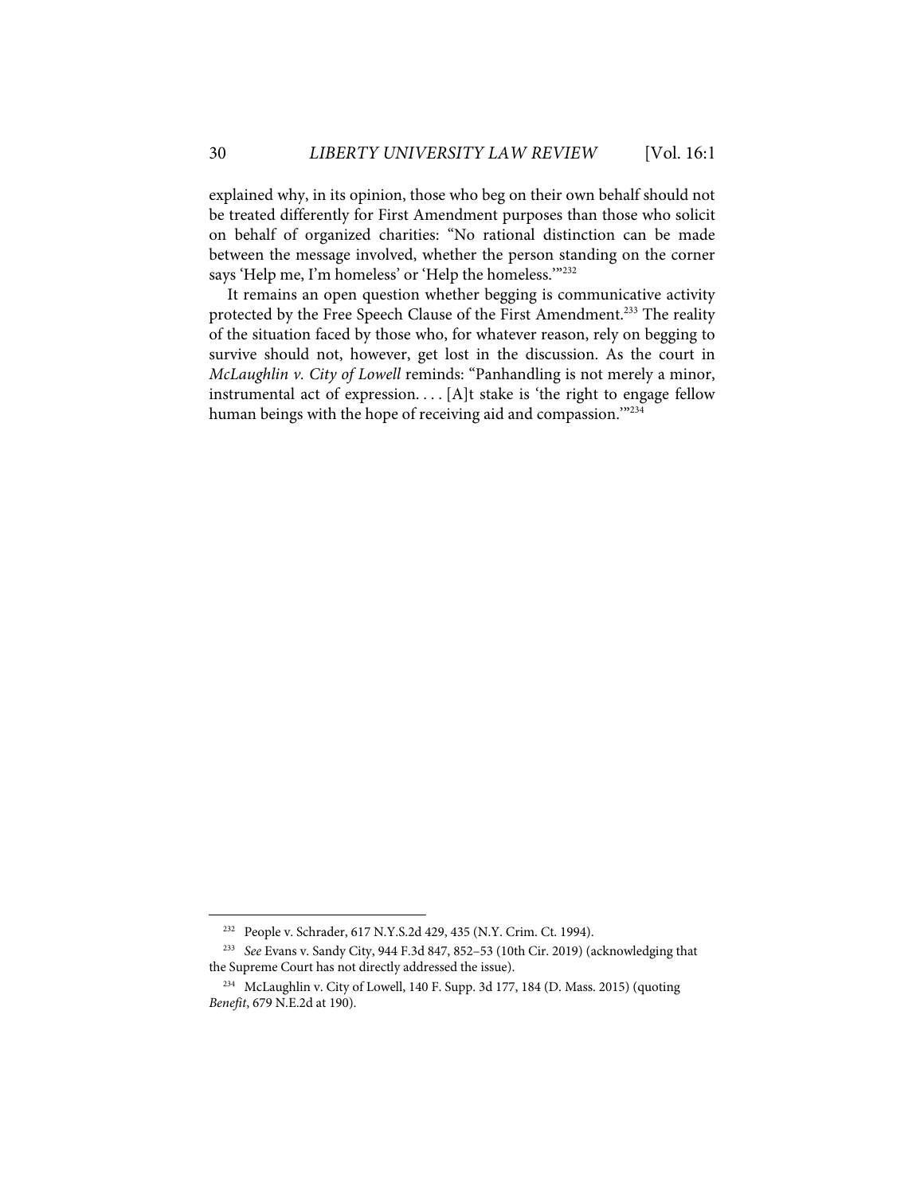explained why, in its opinion, those who beg on their own behalf should not be treated differently for First Amendment purposes than those who solicit on behalf of organized charities: "No rational distinction can be made between the message involved, whether the person standing on the corner says 'Help me, I'm homeless' or 'Help the homeless.'"[232]

It remains an open question whether begging is communicative activity protected by the Free Speech Clause of the First Amendment.[233] The reality of the situation faced by those who, for whatever reason, rely on begging to survive should not, however, get lost in the discussion. As the court in *McLaughlin v. City of Lowell* reminds: "Panhandling is not merely a minor, instrumental act of expression. . . . [A]t stake is 'the right to engage fellow human beings with the hope of receiving aid and compassion.'"[234]

---

[232] People v. Schrader, 617 N.Y.S.2d 429, 435 (N.Y. Crim. Ct. 1994).

[233] *See* Evans v. Sandy City, 944 F.3d 847, 852–53 (10th Cir. 2019) (acknowledging that the Supreme Court has not directly addressed the issue).

[234] McLaughlin v. City of Lowell, 140 F. Supp. 3d 177, 184 (D. Mass. 2015) (quoting *Benefit*, 679 N.E.2d at 190).